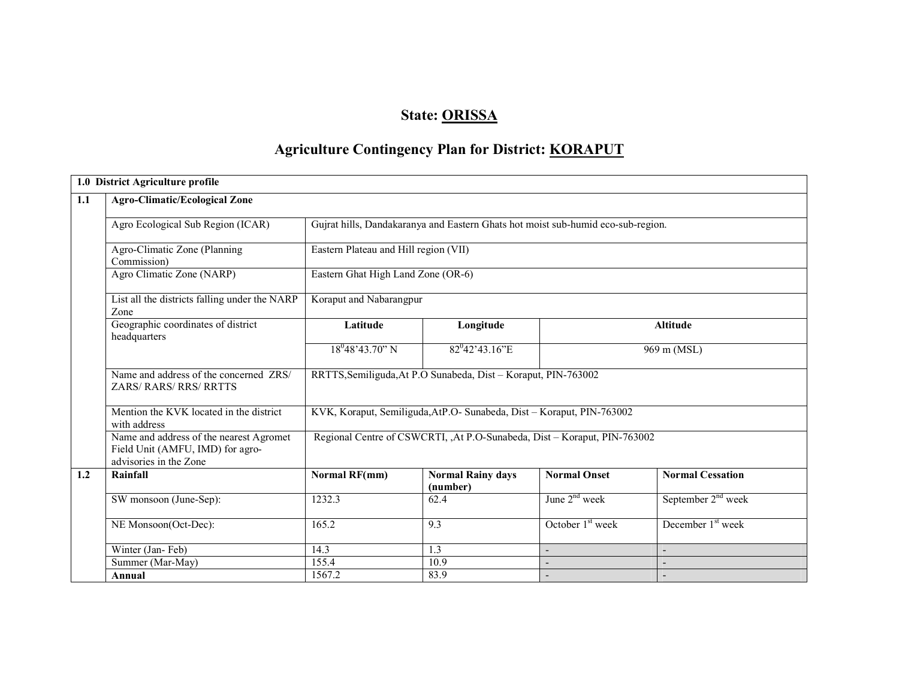# State: ORISSA

## Agriculture Contingency Plan for District: KORAPUT

| 1.0 District Agriculture profile | | | | | |
|---|---|---|---|---|---|
| **1.1** | **Agro-Climatic/Ecological Zone** | | | | |
| | Agro Ecological Sub Region (ICAR) | Gujrat hills, Dandakaranya and Eastern Ghats hot moist sub-humid eco-sub-region. | | | |
| | Agro-Climatic Zone (Planning Commission) | Eastern Plateau and Hill region (VII) | | | |
| | Agro Climatic Zone (NARP) | Eastern Ghat High Land Zone (OR-6) | | | |
| | List all the districts falling under the NARP Zone | Koraput and Nabarangpur | | | |
| | Geographic coordinates of district headquarters | **Latitude** | **Longitude** | **Altitude** | |
| | | 18°48'43.70" N | 82°42'43.16"E | 969 m (MSL) | |
| | Name and address of the concerned ZRS/ ZARS/ RARS/ RRS/ RRTTS | RRTTS,Semiliguda,At P.O Sunabeda, Dist – Koraput, PIN-763002 | | | |
| | Mention the KVK located in the district with address | KVK, Koraput, Semiliguda,AtP.O- Sunabeda, Dist – Koraput, PIN-763002 | | | |
| | Name and address of the nearest Agromet Field Unit (AMFU, IMD) for agro-advisories in the Zone | Regional Centre of CSWCRTI, ,At P.O-Sunabeda, Dist – Koraput, PIN-763002 | | | |
| **1.2** | **Rainfall** | **Normal RF(mm)** | **Normal Rainy days (number)** | **Normal Onset** | **Normal Cessation** |
| | SW monsoon (June-Sep): | 1232.3 | 62.4 | June 2nd week | September 2nd week |
| | NE Monsoon(Oct-Dec): | 165.2 | 9.3 | October 1st week | December 1st week |
| | Winter (Jan- Feb) | 14.3 | 1.3 | - | - |
| | Summer (Mar-May) | 155.4 | 10.9 | - | - |
| | **Annual** | 1567.2 | 83.9 | - | - |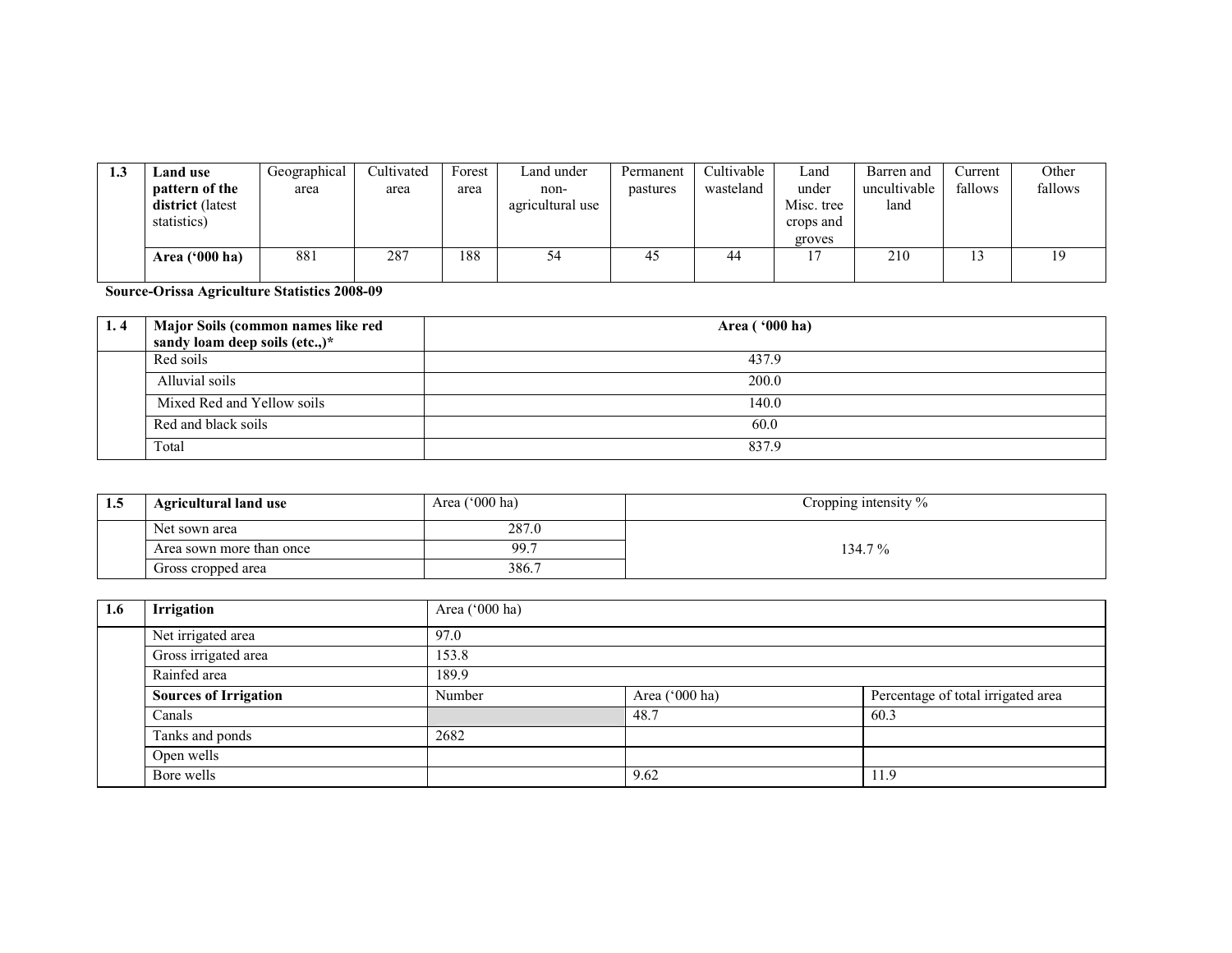| 1.3 | **Land use pattern of the district** (latest statistics) | Geographical area | Cultivated area | Forest area | Land under non-agricultural use | Permanent pastures | Cultivable wasteland | Land under Misc. tree crops and groves | Barren and uncultivable land | Current fallows | Other fallows |
|---|---|---|---|---|---|---|---|---|---|---|---|
| | **Area ('000 ha)** | 881 | 287 | 188 | 54 | 45 | 44 | 17 | 210 | 13 | 19 |

**Source-Orissa Agriculture Statistics 2008-09**

| 1. 4 | **Major Soils (common names like red sandy loam deep soils (etc.,)*** | **Area ( '000 ha)** |
|---|---|---|
| | Red soils | 437.9 |
| | Alluvial soils | 200.0 |
| | Mixed Red and Yellow soils | 140.0 |
| | Red and black soils | 60.0 |
| | Total | 837.9 |

| 1.5 | **Agricultural land use** | Area ('000 ha) | Cropping intensity % |
|---|---|---|---|
| | Net sown area | 287.0 | 134.7 % |
| | Area sown more than once | 99.7 | |
| | Gross cropped area | 386.7 | |

| 1.6 | **Irrigation** | Area ('000 ha) | | |
|---|---|---|---|---|
| | Net irrigated area | 97.0 | | |
| | Gross irrigated area | 153.8 | | |
| | Rainfed area | 189.9 | | |
| | **Sources of Irrigation** | Number | Area ('000 ha) | Percentage of total irrigated area |
| | Canals | | 48.7 | 60.3 |
| | Tanks and ponds | 2682 | | |
| | Open wells | | | |
| | Bore wells | | 9.62 | 11.9 |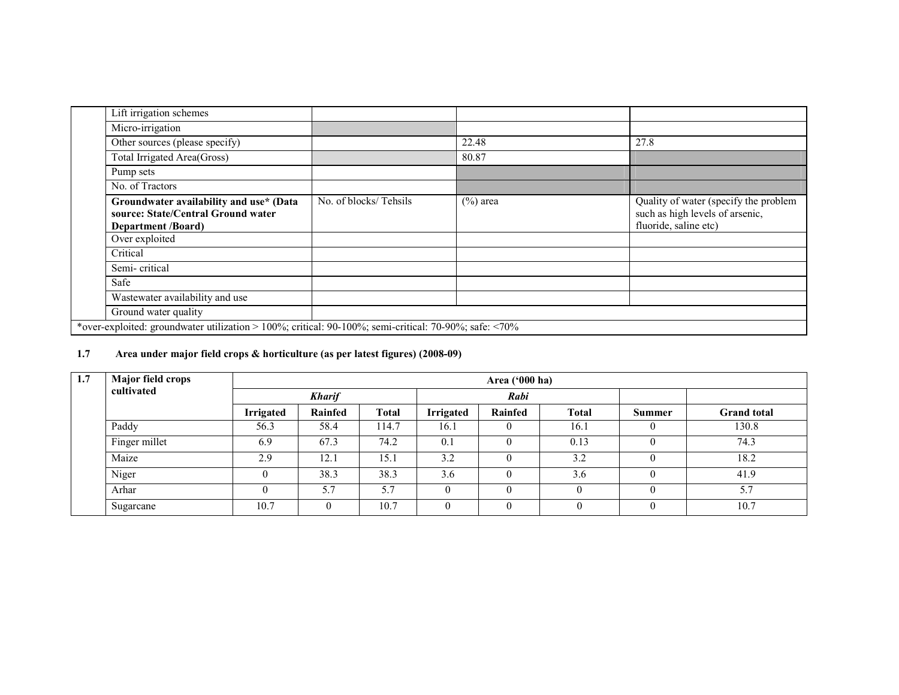| | | | | |
|---|---|---|---|---|
| | Lift irrigation schemes | | | |
| | Micro-irrigation | | | |
| | Other sources (please specify) | | 22.48 | 27.8 |
| | Total Irrigated Area(Gross) | | 80.87 | |
| | Pump sets | | | |
| | No. of Tractors | | | |
| | **Groundwater availability and use* (Data source: State/Central Ground water Department /Board)** | No. of blocks/ Tehsils | (%) area | Quality of water (specify the problem such as high levels of arsenic, fluoride, saline etc) |
| | Over exploited | | | |
| | Critical | | | |
| | Semi- critical | | | |
| | Safe | | | |
| | Wastewater availability and use | | | |
| | Ground water quality | | | |
| *over-exploited: groundwater utilization > 100%; critical: 90-100%; semi-critical: 70-90%; safe: <70% | | | | |

**1.7 Area under major field crops & horticulture (as per latest figures) (2008-09)**

| 1.7 | Major field crops cultivated | Area ('000 ha) | | | | | | | |
|---|---|---|---|---|---|---|---|---|---|
| | | *Kharif* | | | *Rabi* | | | | |
| | | Irrigated | Rainfed | Total | Irrigated | Rainfed | Total | Summer | Grand total |
| | Paddy | 56.3 | 58.4 | 114.7 | 16.1 | 0 | 16.1 | 0 | 130.8 |
| | Finger millet | 6.9 | 67.3 | 74.2 | 0.1 | 0 | 0.13 | 0 | 74.3 |
| | Maize | 2.9 | 12.1 | 15.1 | 3.2 | 0 | 3.2 | 0 | 18.2 |
| | Niger | 0 | 38.3 | 38.3 | 3.6 | 0 | 3.6 | 0 | 41.9 |
| | Arhar | 0 | 5.7 | 5.7 | 0 | 0 | 0 | 0 | 5.7 |
| | Sugarcane | 10.7 | 0 | 10.7 | 0 | 0 | 0 | 0 | 10.7 |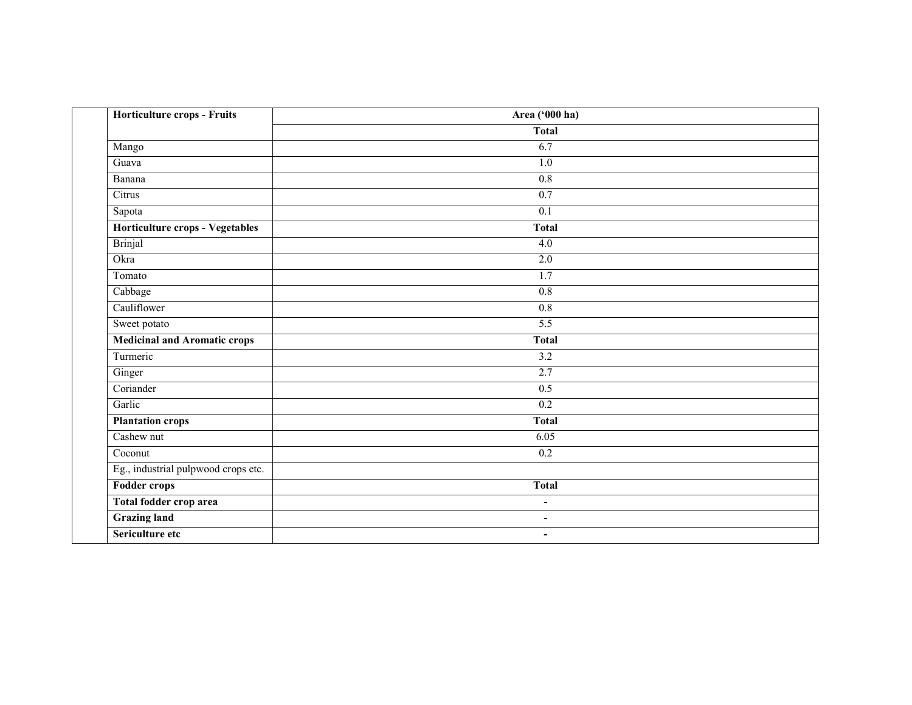| | Horticulture crops - Fruits | Area ('000 ha) |
|---|---|---|
| | | **Total** |
| | Mango | 6.7 |
| | Guava | 1.0 |
| | Banana | 0.8 |
| | Citrus | 0.7 |
| | Sapota | 0.1 |
| | **Horticulture crops - Vegetables** | **Total** |
| | Brinjal | 4.0 |
| | Okra | 2.0 |
| | Tomato | 1.7 |
| | Cabbage | 0.8 |
| | Cauliflower | 0.8 |
| | Sweet potato | 5.5 |
| | **Medicinal and Aromatic crops** | **Total** |
| | Turmeric | 3.2 |
| | Ginger | 2.7 |
| | Coriander | 0.5 |
| | Garlic | 0.2 |
| | **Plantation crops** | **Total** |
| | Cashew nut | 6.05 |
| | Coconut | 0.2 |
| | Eg., industrial pulpwood crops etc. | |
| | **Fodder crops** | **Total** |
| | **Total fodder crop area** | - |
| | **Grazing land** | - |
| | **Sericulture etc** | - |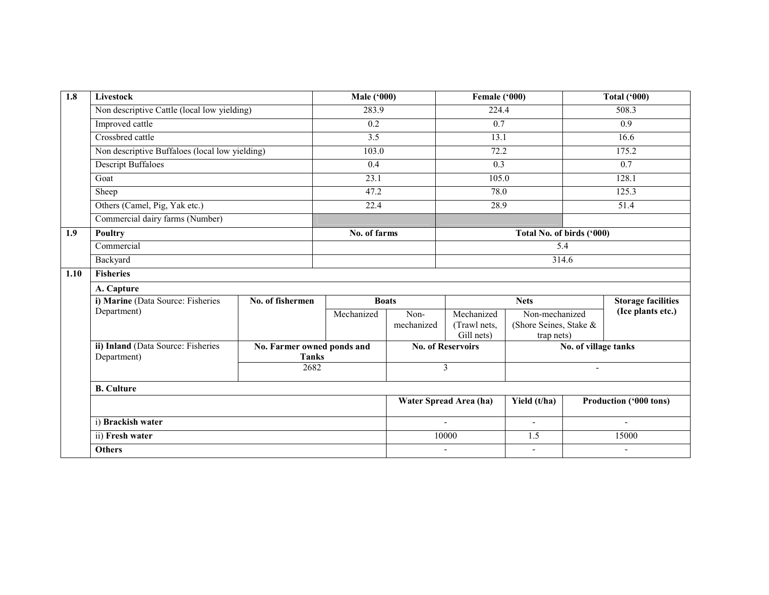| 1.8 | Livestock | Male ('000) | Female ('000) | Total ('000) |
|---|---|---|---|---|
| | Non descriptive Cattle (local low yielding) | 283.9 | 224.4 | 508.3 |
| | Improved cattle | 0.2 | 0.7 | 0.9 |
| | Crossbred cattle | 3.5 | 13.1 | 16.6 |
| | Non descriptive Buffaloes (local low yielding) | 103.0 | 72.2 | 175.2 |
| | Descript Buffaloes | 0.4 | 0.3 | 0.7 |
| | Goat | 23.1 | 105.0 | 128.1 |
| | Sheep | 47.2 | 78.0 | 125.3 |
| | Others (Camel, Pig, Yak etc.) | 22.4 | 28.9 | 51.4 |
| | Commercial dairy farms (Number) | | | |

| 1.9 | Poultry | No. of farms | Total No. of birds ('000) |
|---|---|---|---|
| | Commercial | | 5.4 |
| | Backyard | | 314.6 |

**1.10 Fisheries**

**A. Capture**

| i) **Marine** (Data Source: Fisheries Department) | No. of fishermen | Boats | | Nets | | Storage facilities (Ice plants etc.) |
|---|---|---|---|---|---|---|
| | | Mechanized | Non-mechanized | Mechanized (Trawl nets, Gill nets) | Non-mechanized (Shore Seines, Stake & trap nets) | |

| ii) **Inland** (Data Source: Fisheries Department) | No. Farmer owned ponds and Tanks | No. of Reservoirs | No. of village tanks |
|---|---|---|---|
| | 2682 | 3 | - |

**B. Culture**

| | Water Spread Area (ha) | Yield (t/ha) | Production ('000 tons) |
|---|---|---|---|
| i) **Brackish water** | - | - | - |
| ii) **Fresh water** | 10000 | 1.5 | 15000 |
| **Others** | - | - | - |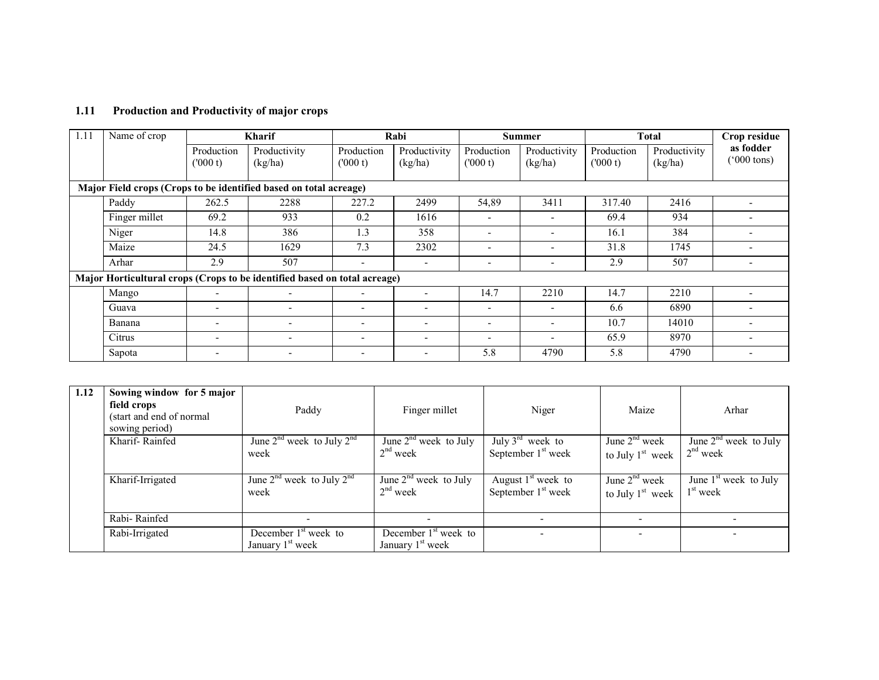## 1.11 Production and Productivity of major crops

| 1.11 | Name of crop | Kharif | | Rabi | | Summer | | Total | | Crop residue as fodder ('000 tons) |
|---|---|---|---|---|---|---|---|---|---|---|
| | | Production ('000 t) | Productivity (kg/ha) | Production ('000 t) | Productivity (kg/ha) | Production ('000 t) | Productivity (kg/ha) | Production ('000 t) | Productivity (kg/ha) | |
| **Major Field crops (Crops to be identified based on total acreage)** | | | | | | | | | | |
| | Paddy | 262.5 | 2288 | 227.2 | 2499 | 54,89 | 3411 | 317.40 | 2416 | - |
| | Finger millet | 69.2 | 933 | 0.2 | 1616 | - | - | 69.4 | 934 | - |
| | Niger | 14.8 | 386 | 1.3 | 358 | - | - | 16.1 | 384 | - |
| | Maize | 24.5 | 1629 | 7.3 | 2302 | - | - | 31.8 | 1745 | - |
| | Arhar | 2.9 | 507 | - | - | - | - | 2.9 | 507 | - |
| **Major Horticultural crops (Crops to be identified based on total acreage)** | | | | | | | | | | |
| | Mango | - | - | - | - | 14.7 | 2210 | 14.7 | 2210 | - |
| | Guava | - | - | - | - | - | - | 6.6 | 6890 | - |
| | Banana | - | - | - | - | - | - | 10.7 | 14010 | - |
| | Citrus | - | - | - | - | - | - | 65.9 | 8970 | - |
| | Sapota | - | - | - | - | 5.8 | 4790 | 5.8 | 4790 | - |

| 1.12 | **Sowing window for 5 major field crops** (start and end of normal sowing period) | Paddy | Finger millet | Niger | Maize | Arhar |
|---|---|---|---|---|---|---|
| | Kharif- Rainfed | June 2nd week to July 2nd week | June 2nd week to July 2nd week | July 3rd week to September 1st week | June 2nd week to July 1st week | June 2nd week to July 2nd week |
| | Kharif-Irrigated | June 2nd week to July 2nd week | June 2nd week to July 2nd week | August 1st week to September 1st week | June 2nd week to July 1st week | June 1st week to July 1st week |
| | Rabi- Rainfed | - | - | - | - | - |
| | Rabi-Irrigated | December 1st week to January 1st week | December 1st week to January 1st week | - | - | - |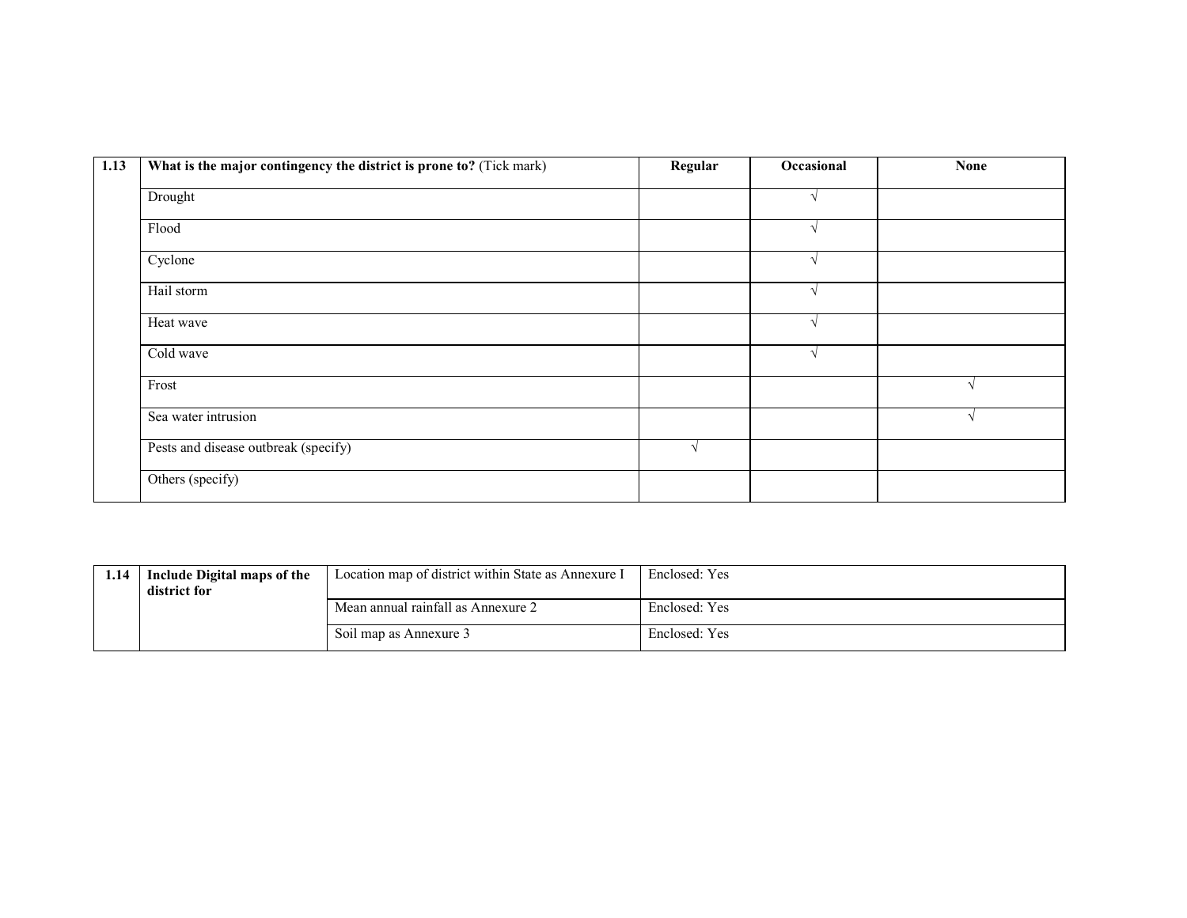| 1.13 | **What is the major contingency the district is prone to?** (Tick mark) | **Regular** | **Occasional** | **None** |
|---|---|---|---|---|
| | Drought | | √ | |
| | Flood | | √ | |
| | Cyclone | | √ | |
| | Hail storm | | √ | |
| | Heat wave | | √ | |
| | Cold wave | | √ | |
| | Frost | | | √ |
| | Sea water intrusion | | | √ |
| | Pests and disease outbreak (specify) | √ | | |
| | Others (specify) | | | |

| 1.14 | **Include Digital maps of the district for** | Location map of district within State as Annexure I | Enclosed: Yes |
|---|---|---|---|
| | | Mean annual rainfall as Annexure 2 | Enclosed: Yes |
| | | Soil map as Annexure 3 | Enclosed: Yes |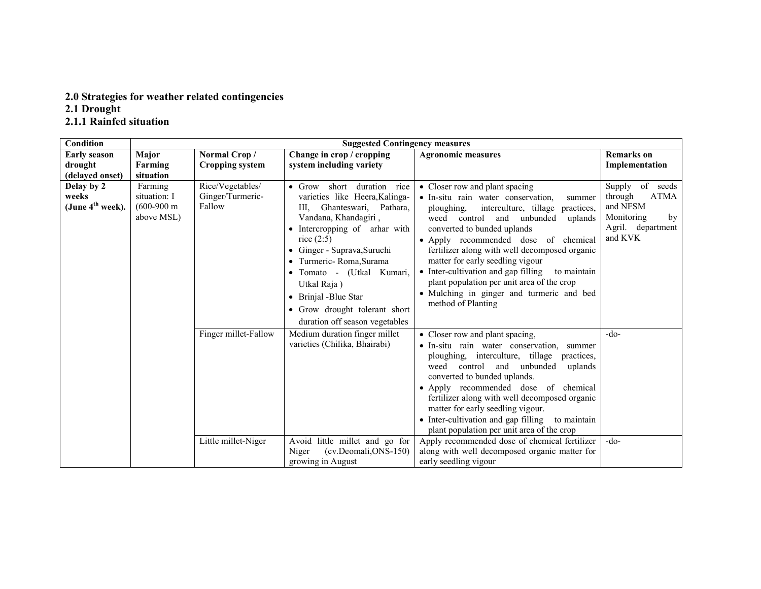## 2.0 Strategies for weather related contingencies

### 2.1 Drought

#### 2.1.1 Rainfed situation

| Condition | Suggested Contingency measures | | | | |
|---|---|---|---|---|---|
| **Early season drought (delayed onset)** | **Major Farming situation** | **Normal Crop / Cropping system** | **Change in crop / cropping system including variety** | **Agronomic measures** | **Remarks on Implementation** |
| **Delay by 2 weeks (June 4th week).** | Farming situation: I (600-900 m above MSL) | Rice/Vegetables/ Ginger/Turmeric-Fallow | • Grow short duration rice varieties like Heera,Kalinga-III, Ghanteswari, Pathara, Vandana, Khandagiri ,<br>• Intercropping of arhar with rice (2:5)<br>• Ginger - Suprava,Suruchi<br>• Turmeric- Roma,Surama<br>• Tomato - (Utkal Kumari, Utkal Raja )<br>• Brinjal -Blue Star<br>• Grow drought tolerant short duration off season vegetables | • Closer row and plant spacing<br>• In-situ rain water conservation, summer ploughing, interculture, tillage practices, weed control and unbunded uplands converted to bunded uplands<br>• Apply recommended dose of chemical fertilizer along with well decomposed organic matter for early seedling vigour<br>• Inter-cultivation and gap filling to maintain plant population per unit area of the crop<br>• Mulching in ginger and turmeric and bed method of Planting | Supply of seeds through ATMA and NFSM Monitoring by Agril. department and KVK |
| | | Finger millet-Fallow | Medium duration finger millet varieties (Chilika, Bhairabi) | • Closer row and plant spacing,<br>• In-situ rain water conservation, summer ploughing, interculture, tillage practices, weed control and unbunded uplands converted to bunded uplands.<br>• Apply recommended dose of chemical fertilizer along with well decomposed organic matter for early seedling vigour.<br>• Inter-cultivation and gap filling to maintain plant population per unit area of the crop | -do- |
| | | Little millet-Niger | Avoid little millet and go for Niger (cv.Deomali,ONS-150) growing in August | Apply recommended dose of chemical fertilizer along with well decomposed organic matter for early seedling vigour | -do- |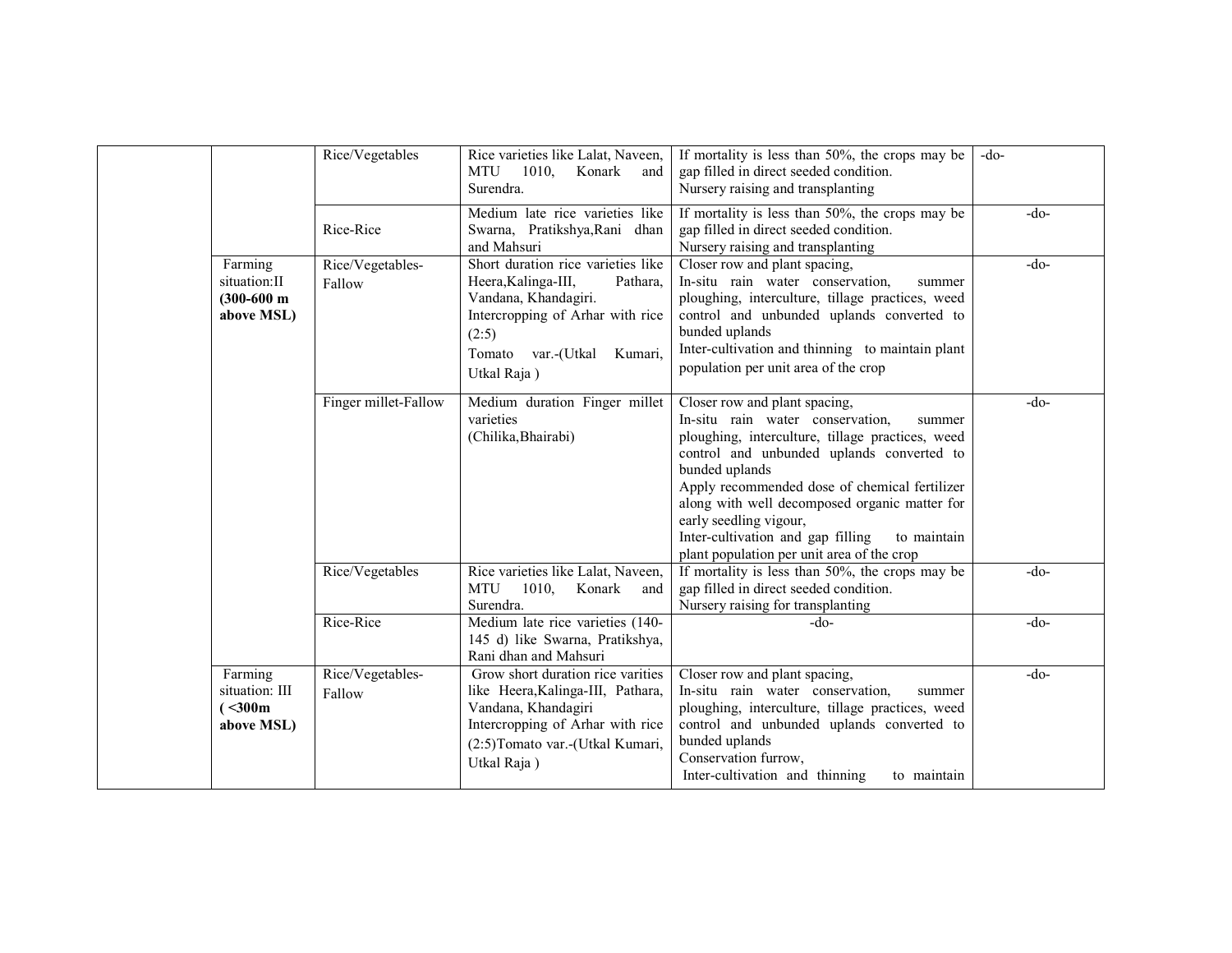| | | | | | |
|---|---|---|---|---|---|
| | | Rice/Vegetables | Rice varieties like Lalat, Naveen, MTU 1010, Konark and Surendra. | If mortality is less than 50%, the crops may be gap filled in direct seeded condition.<br>Nursery raising and transplanting | -do- |
| | | Rice-Rice | Medium late rice varieties like Swarna, Pratikshya,Rani dhan and Mahsuri | If mortality is less than 50%, the crops may be gap filled in direct seeded condition.<br>Nursery raising and transplanting | -do- |
| | Farming situation:II **(300-600 m above MSL)** | Rice/Vegetables-Fallow | Short duration rice varieties like Heera,Kalinga-III, Pathara, Vandana, Khandagiri.<br>Intercropping of Arhar with rice (2:5)<br>Tomato var.-(Utkal Kumari, Utkal Raja ) | Closer row and plant spacing,<br>In-situ rain water conservation, summer ploughing, interculture, tillage practices, weed control and unbunded uplands converted to bunded uplands<br>Inter-cultivation and thinning to maintain plant population per unit area of the crop | -do- |
| | | Finger millet-Fallow | Medium duration Finger millet varieties (Chilika,Bhairabi) | Closer row and plant spacing,<br>In-situ rain water conservation, summer ploughing, interculture, tillage practices, weed control and unbunded uplands converted to bunded uplands<br>Apply recommended dose of chemical fertilizer along with well decomposed organic matter for early seedling vigour,<br>Inter-cultivation and gap filling to maintain plant population per unit area of the crop | -do- |
| | | Rice/Vegetables | Rice varieties like Lalat, Naveen, MTU 1010, Konark and Surendra. | If mortality is less than 50%, the crops may be gap filled in direct seeded condition.<br>Nursery raising for transplanting | -do- |
| | | Rice-Rice | Medium late rice varieties (140-145 d) like Swarna, Pratikshya, Rani dhan and Mahsuri | -do- | -do- |
| | Farming situation: III **( <300m above MSL)** | Rice/Vegetables-Fallow | Grow short duration rice varities like Heera,Kalinga-III, Pathara, Vandana, Khandagiri<br>Intercropping of Arhar with rice (2:5)Tomato var.-(Utkal Kumari, Utkal Raja ) | Closer row and plant spacing,<br>In-situ rain water conservation, summer ploughing, interculture, tillage practices, weed control and unbunded uplands converted to bunded uplands<br>Conservation furrow,<br>Inter-cultivation and thinning to maintain | -do- |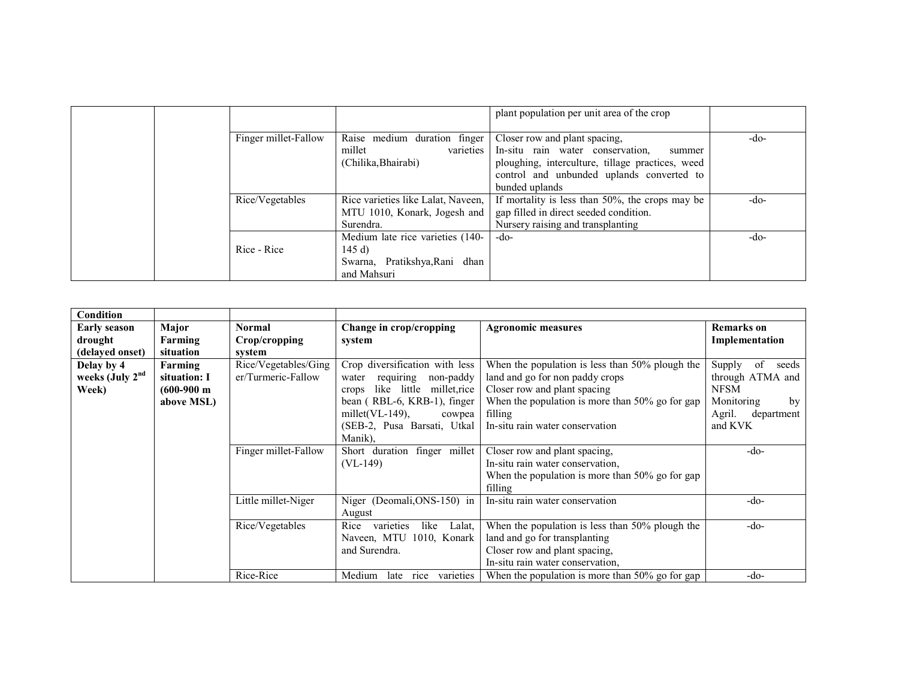| | | | | plant population per unit area of the crop | |
|---|---|---|---|---|---|
| | | Finger millet-Fallow | Raise medium duration finger millet varieties (Chilika,Bhairabi) | Closer row and plant spacing, In-situ rain water conservation, summer ploughing, interculture, tillage practices, weed control and unbunded uplands converted to bunded uplands | -do- |
| | | Rice/Vegetables | Rice varieties like Lalat, Naveen, MTU 1010, Konark, Jogesh and Surendra. | If mortality is less than 50%, the crops may be gap filled in direct seeded condition. Nursery raising and transplanting | -do- |
| | | Rice - Rice | Medium late rice varieties (140-145 d) Swarna, Pratikshya,Rani dhan and Mahsuri | -do- | -do- |

| **Condition** | | | | | |
|---|---|---|---|---|---|
| **Early season drought (delayed onset)** | **Major Farming situation** | **Normal Crop/cropping system** | **Change in crop/cropping system** | **Agronomic measures** | **Remarks on Implementation** |
| **Delay by 4 weeks (July 2nd Week)** | **Farming situation: I (600-900 m above MSL)** | Rice/Vegetables/Ginger/Turmeric-Fallow | Crop diversification with less water requiring non-paddy crops like little millet,rice bean ( RBL-6, KRB-1), finger millet(VL-149), cowpea (SEB-2, Pusa Barsati, Utkal Manik), | When the population is less than 50% plough the land and go for non paddy crops Closer row and plant spacing When the population is more than 50% go for gap filling In-situ rain water conservation | Supply of seeds through ATMA and NFSM Monitoring by Agril. department and KVK |
| | | Finger millet-Fallow | Short duration finger millet (VL-149) | Closer row and plant spacing, In-situ rain water conservation, When the population is more than 50% go for gap filling | -do- |
| | | Little millet-Niger | Niger (Deomali,ONS-150) in August | In-situ rain water conservation | -do- |
| | | Rice/Vegetables | Rice varieties like Lalat, Naveen, MTU 1010, Konark and Surendra. | When the population is less than 50% plough the land and go for transplanting Closer row and plant spacing, In-situ rain water conservation, | -do- |
| | | Rice-Rice | Medium late rice varieties | When the population is more than 50% go for gap | -do- |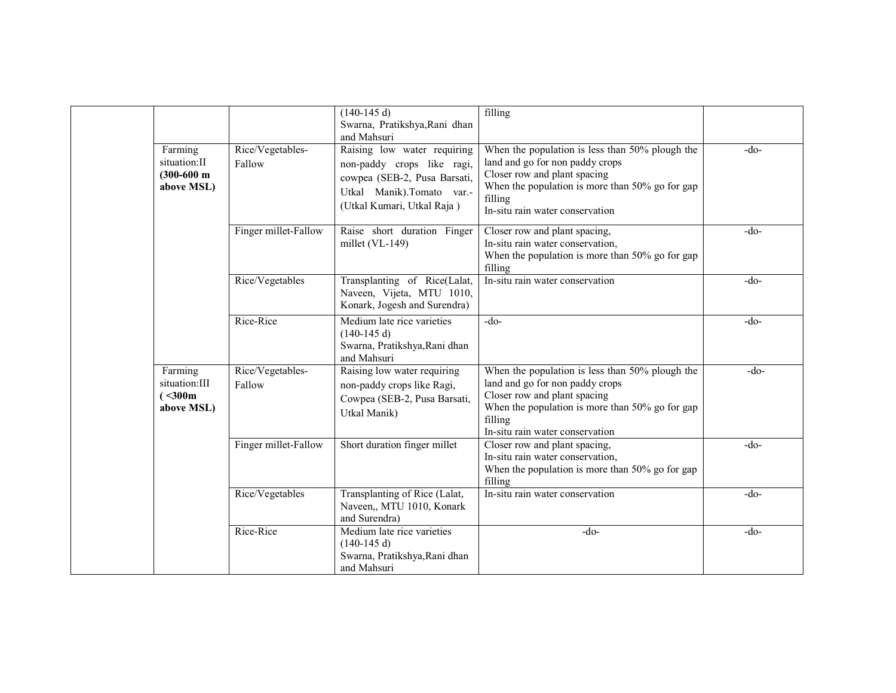| | | | | | |
|---|---|---|---|---|---|
| | | | (140-145 d) Swarna, Pratikshya,Rani dhan and Mahsuri | filling | |
| | Farming situation:II **(300-600 m above MSL)** | Rice/Vegetables-Fallow | Raising low water requiring non-paddy crops like ragi, cowpea (SEB-2, Pusa Barsati, Utkal Manik).Tomato var.-(Utkal Kumari, Utkal Raja ) | When the population is less than 50% plough the land and go for non paddy crops<br>Closer row and plant spacing<br>When the population is more than 50% go for gap filling<br>In-situ rain water conservation | -do- |
| | | Finger millet-Fallow | Raise short duration Finger millet (VL-149) | Closer row and plant spacing,<br>In-situ rain water conservation,<br>When the population is more than 50% go for gap filling | -do- |
| | | Rice/Vegetables | Transplanting of Rice(Lalat, Naveen, Vijeta, MTU 1010, Konark, Jogesh and Surendra) | In-situ rain water conservation | -do- |
| | | Rice-Rice | Medium late rice varieties (140-145 d) Swarna, Pratikshya,Rani dhan and Mahsuri | -do- | -do- |
| | Farming situation:III **( <300m above MSL)** | Rice/Vegetables-Fallow | Raising low water requiring non-paddy crops like Ragi, Cowpea (SEB-2, Pusa Barsati, Utkal Manik) | When the population is less than 50% plough the land and go for non paddy crops<br>Closer row and plant spacing<br>When the population is more than 50% go for gap filling<br>In-situ rain water conservation | -do- |
| | | Finger millet-Fallow | Short duration finger millet | Closer row and plant spacing,<br>In-situ rain water conservation,<br>When the population is more than 50% go for gap filling | -do- |
| | | Rice/Vegetables | Transplanting of Rice (Lalat, Naveen,, MTU 1010, Konark and Surendra) | In-situ rain water conservation | -do- |
| | | Rice-Rice | Medium late rice varieties (140-145 d) Swarna, Pratikshya,Rani dhan and Mahsuri | -do- | -do- |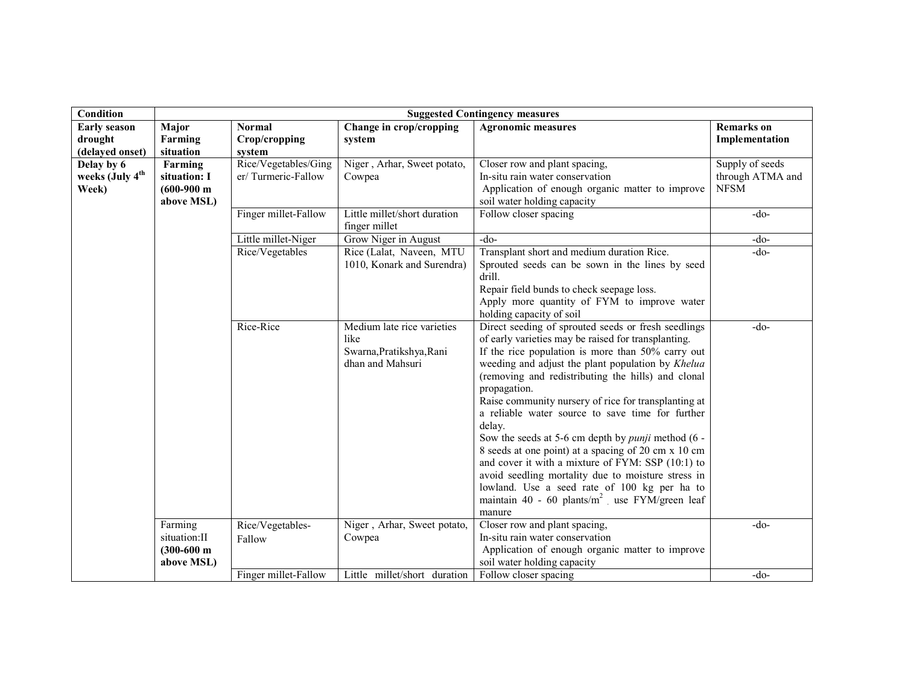| Condition | Suggested Contingency measures | | | | |
|---|---|---|---|---|---|
| **Early season drought (delayed onset)** | **Major Farming situation** | **Normal Crop/cropping system** | **Change in crop/cropping system** | **Agronomic measures** | **Remarks on Implementation** |
| **Delay by 6 weeks (July 4th Week)** | **Farming situation: I (600-900 m above MSL)** | Rice/Vegetables/Ginger/ Turmeric-Fallow | Niger , Arhar, Sweet potato, Cowpea | Closer row and plant spacing,<br>In-situ rain water conservation<br>Application of enough organic matter to improve soil water holding capacity | Supply of seeds through ATMA and NFSM |
| | | Finger millet-Fallow | Little millet/short duration finger millet | Follow closer spacing | -do- |
| | | Little millet-Niger | Grow Niger in August | -do- | -do- |
| | | Rice/Vegetables | Rice (Lalat, Naveen, MTU 1010, Konark and Surendra) | Transplant short and medium duration Rice.<br>Sprouted seeds can be sown in the lines by seed drill.<br>Repair field bunds to check seepage loss.<br>Apply more quantity of FYM to improve water holding capacity of soil | -do- |
| | | Rice-Rice | Medium late rice varieties like Swarna,Pratikshya,Rani dhan and Mahsuri | Direct seeding of sprouted seeds or fresh seedlings of early varieties may be raised for transplanting.<br>If the rice population is more than 50% carry out weeding and adjust the plant population by *Khelua* (removing and redistributing the hills) and clonal propagation.<br>Raise community nursery of rice for transplanting at a reliable water source to save time for further delay.<br>Sow the seeds at 5-6 cm depth by *punji* method (6 - 8 seeds at one point) at a spacing of 20 cm x 10 cm and cover it with a mixture of FYM: SSP (10:1) to avoid seedling mortality due to moisture stress in lowland. Use a seed rate of 100 kg per ha to maintain 40 - 60 plants/m$^2$ . use FYM/green leaf manure | -do- |
| | Farming situation:II **(300-600 m above MSL)** | Rice/Vegetables-Fallow | Niger , Arhar, Sweet potato, Cowpea | Closer row and plant spacing,<br>In-situ rain water conservation<br>Application of enough organic matter to improve soil water holding capacity | -do- |
| | | Finger millet-Fallow | Little millet/short duration | Follow closer spacing | -do- |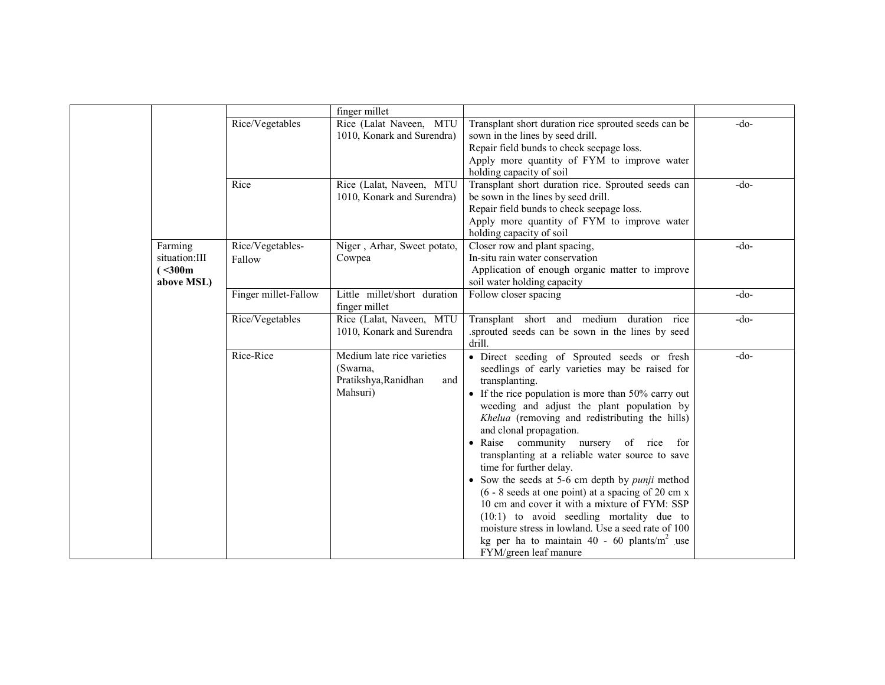| | | | | | |
|---|---|---|---|---|---|
| | | | finger millet | | |
| | | Rice/Vegetables | Rice (Lalat Naveen, MTU 1010, Konark and Surendra) | Transplant short duration rice sprouted seeds can be sown in the lines by seed drill.<br>Repair field bunds to check seepage loss.<br>Apply more quantity of FYM to improve water holding capacity of soil | -do- |
| | | Rice | Rice (Lalat, Naveen, MTU 1010, Konark and Surendra) | Transplant short duration rice. Sprouted seeds can be sown in the lines by seed drill.<br>Repair field bunds to check seepage loss.<br>Apply more quantity of FYM to improve water holding capacity of soil | -do- |
| | Farming situation:III **( <300m above MSL)** | Rice/Vegetables-Fallow | Niger , Arhar, Sweet potato, Cowpea | Closer row and plant spacing,<br>In-situ rain water conservation<br>Application of enough organic matter to improve soil water holding capacity | -do- |
| | | Finger millet-Fallow | Little millet/short duration finger millet | Follow closer spacing | -do- |
| | | Rice/Vegetables | Rice (Lalat, Naveen, MTU 1010, Konark and Surendra | Transplant short and medium duration rice .sprouted seeds can be sown in the lines by seed drill. | -do- |
| | | Rice-Rice | Medium late rice varieties (Swarna, Pratikshya,Ranidhan and Mahsuri) | • Direct seeding of Sprouted seeds or fresh seedlings of early varieties may be raised for transplanting.<br>• If the rice population is more than 50% carry out weeding and adjust the plant population by *Khelua* (removing and redistributing the hills) and clonal propagation.<br>• Raise community nursery of rice for transplanting at a reliable water source to save time for further delay.<br>• Sow the seeds at 5-6 cm depth by *punji* method (6 - 8 seeds at one point) at a spacing of 20 cm x 10 cm and cover it with a mixture of FYM: SSP (10:1) to avoid seedling mortality due to moisture stress in lowland. Use a seed rate of 100 kg per ha to maintain 40 - 60 plants/m$^2$ .use FYM/green leaf manure | -do- |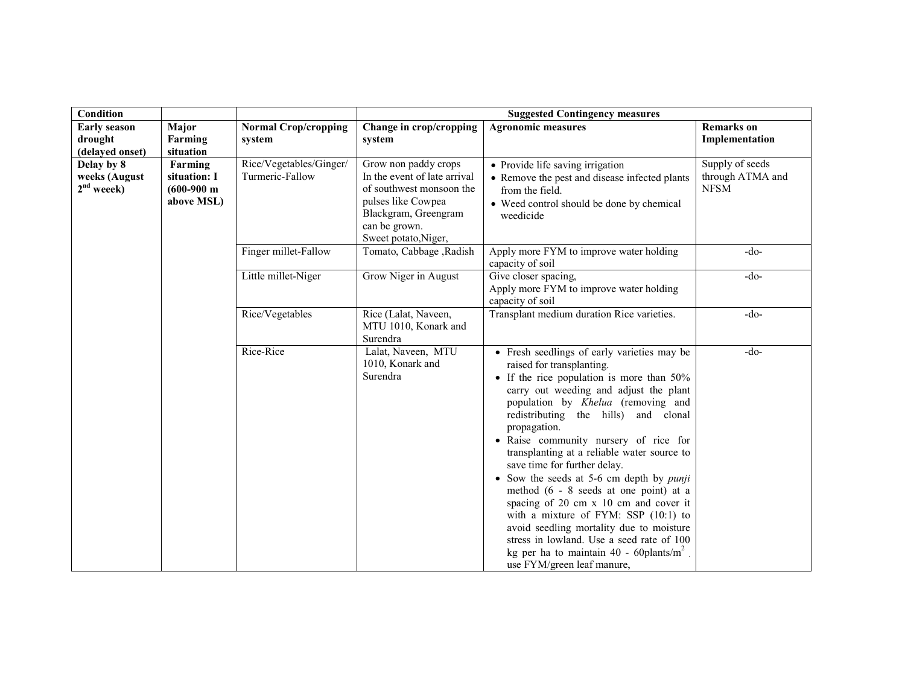| **Condition** | | | **Suggested Contingency measures** | | |
|---|---|---|---|---|---|
| **Early season drought (delayed onset)** | **Major Farming situation** | **Normal Crop/cropping system** | **Change in crop/cropping system** | **Agronomic measures** | **Remarks on Implementation** |
| **Delay by 8 weeks (August 2nd weeek)** | **Farming situation: I (600-900 m above MSL)** | Rice/Vegetables/Ginger/ Turmeric-Fallow | Grow non paddy crops In the event of late arrival of southwest monsoon the pulses like Cowpea Blackgram, Greengram can be grown. Sweet potato,Niger, | • Provide life saving irrigation<br>• Remove the pest and disease infected plants from the field.<br>• Weed control should be done by chemical weedicide | Supply of seeds through ATMA and NFSM |
| | | Finger millet-Fallow | Tomato, Cabbage ,Radish | Apply more FYM to improve water holding capacity of soil | -do- |
| | | Little millet-Niger | Grow Niger in August | Give closer spacing, Apply more FYM to improve water holding capacity of soil | -do- |
| | | Rice/Vegetables | Rice (Lalat, Naveen, MTU 1010, Konark and Surendra | Transplant medium duration Rice varieties. | -do- |
| | | Rice-Rice | Lalat, Naveen, MTU 1010, Konark and Surendra | • Fresh seedlings of early varieties may be raised for transplanting.<br>• If the rice population is more than 50% carry out weeding and adjust the plant population by *Khelua* (removing and redistributing the hills) and clonal propagation.<br>• Raise community nursery of rice for transplanting at a reliable water source to save time for further delay.<br>• Sow the seeds at 5-6 cm depth by *punji* method (6 - 8 seeds at one point) at a spacing of 20 cm x 10 cm and cover it with a mixture of FYM: SSP (10:1) to avoid seedling mortality due to moisture stress in lowland. Use a seed rate of 100 kg per ha to maintain 40 - 60plants/$m^2$ . use FYM/green leaf manure, | -do- |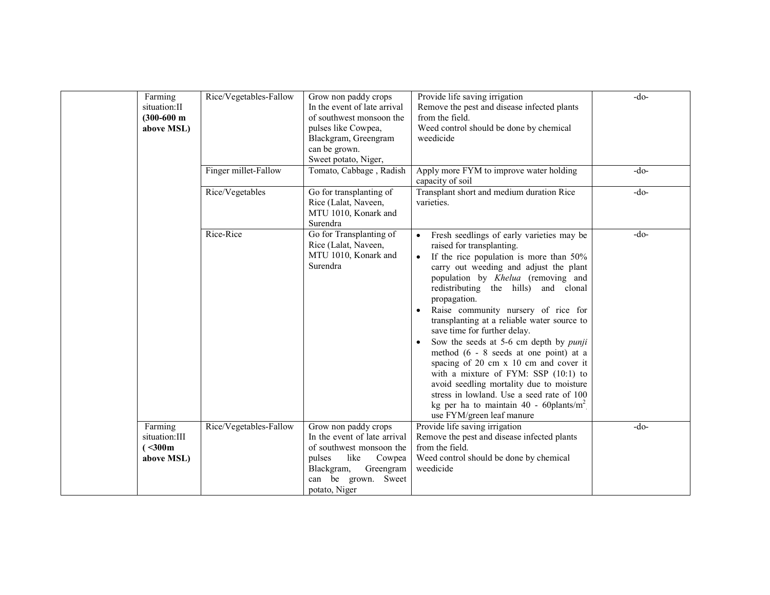| | | | | | |
|---|---|---|---|---|---|
| | Farming situation:II **(300-600 m above MSL)** | Rice/Vegetables-Fallow | Grow non paddy crops In the event of late arrival of southwest monsoon the pulses like Cowpea, Blackgram, Greengram can be grown. Sweet potato, Niger, | Provide life saving irrigation Remove the pest and disease infected plants from the field. Weed control should be done by chemical weedicide | -do- |
| | | Finger millet-Fallow | Tomato, Cabbage , Radish | Apply more FYM to improve water holding capacity of soil | -do- |
| | | Rice/Vegetables | Go for transplanting of Rice (Lalat, Naveen, MTU 1010, Konark and Surendra | Transplant short and medium duration Rice varieties. | -do- |
| | | Rice-Rice | Go for Transplanting of Rice (Lalat, Naveen, MTU 1010, Konark and Surendra | • Fresh seedlings of early varieties may be raised for transplanting.<br>• If the rice population is more than 50% carry out weeding and adjust the plant population by *Khelua* (removing and redistributing the hills) and clonal propagation.<br>• Raise community nursery of rice for transplanting at a reliable water source to save time for further delay.<br>• Sow the seeds at 5-6 cm depth by *punji* method (6 - 8 seeds at one point) at a spacing of 20 cm x 10 cm and cover it with a mixture of FYM: SSP (10:1) to avoid seedling mortality due to moisture stress in lowland. Use a seed rate of 100 kg per ha to maintain 40 - 60plants/$m^2$. use FYM/green leaf manure | -do- |
| | Farming situation:III **( <300m above MSL)** | Rice/Vegetables-Fallow | Grow non paddy crops In the event of late arrival of southwest monsoon the pulses like Cowpea Blackgram, Greengram can be grown. Sweet potato, Niger | Provide life saving irrigation Remove the pest and disease infected plants from the field. Weed control should be done by chemical weedicide | -do- |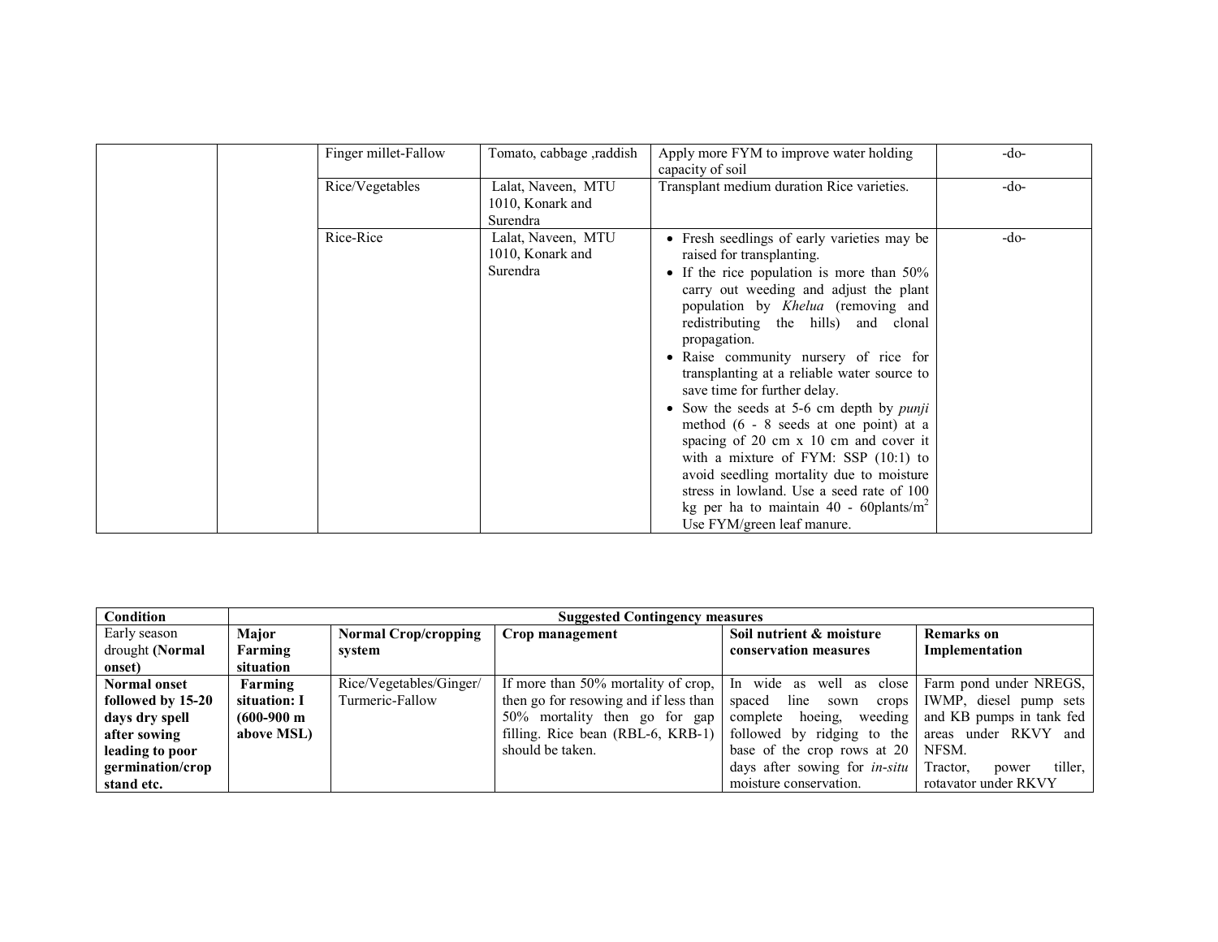| | | | | | |
|---|---|---|---|---|---|
| | | Finger millet-Fallow | Tomato, cabbage ,raddish | Apply more FYM to improve water holding capacity of soil | -do- |
| | | Rice/Vegetables | Lalat, Naveen, MTU 1010, Konark and Surendra | Transplant medium duration Rice varieties. | -do- |
| | | Rice-Rice | Lalat, Naveen, MTU 1010, Konark and Surendra | • Fresh seedlings of early varieties may be raised for transplanting.<br>• If the rice population is more than 50% carry out weeding and adjust the plant population by *Khelua* (removing and redistributing the hills) and clonal propagation.<br>• Raise community nursery of rice for transplanting at a reliable water source to save time for further delay.<br>• Sow the seeds at 5-6 cm depth by *punji* method (6 - 8 seeds at one point) at a spacing of 20 cm x 10 cm and cover it with a mixture of FYM: SSP (10:1) to avoid seedling mortality due to moisture stress in lowland. Use a seed rate of 100 kg per ha to maintain 40 - 60plants/m$^2$ Use FYM/green leaf manure. | -do- |

| Condition | Suggested Contingency measures | | | | |
|---|---|---|---|---|---|
| Early season drought **(Normal onset)** | **Major Farming situation** | **Normal Crop/cropping system** | **Crop management** | **Soil nutrient & moisture conservation measures** | **Remarks on Implementation** |
| **Normal onset followed by 15-20 days dry spell after sowing leading to poor germination/crop stand etc.** | **Farming situation: I (600-900 m above MSL)** | Rice/Vegetables/Ginger/ Turmeric-Fallow | If more than 50% mortality of crop, then go for resowing and if less than 50% mortality then go for gap filling. Rice bean (RBL-6, KRB-1) should be taken. | In wide as well as close spaced line sown crops complete hoeing, weeding followed by ridging to the base of the crop rows at 20 days after sowing for *in-situ* moisture conservation. | Farm pond under NREGS, IWMP, diesel pump sets and KB pumps in tank fed areas under RKVY and NFSM. Tractor, power tiller, rotavator under RKVY |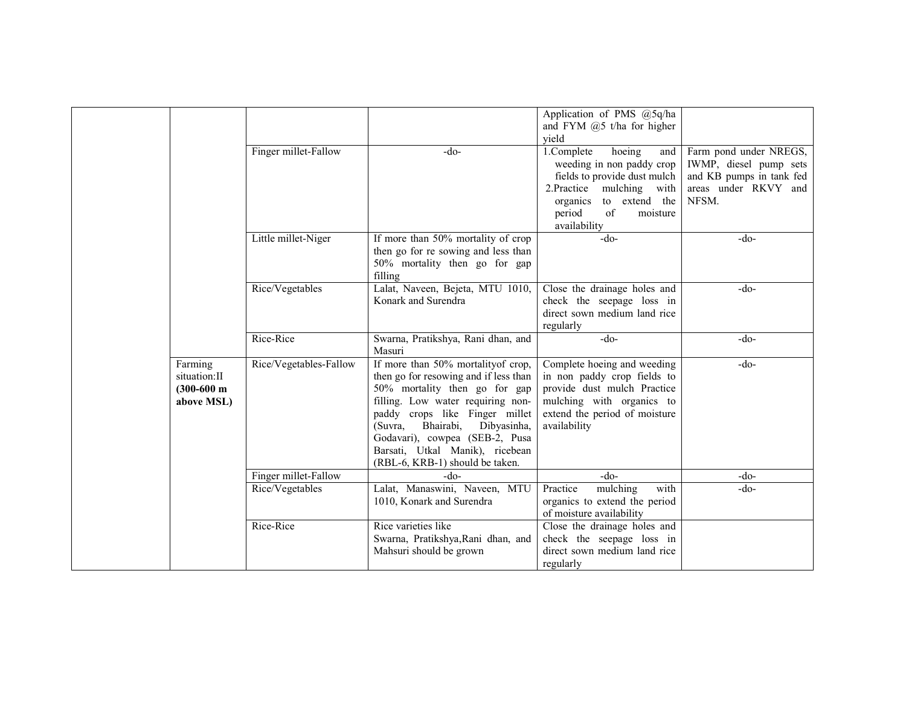| | | | | | |
|---|---|---|---|---|---|
| | | | | Application of PMS @5q/ha and FYM @5 t/ha for higher yield | |
| | | Finger millet-Fallow | -do- | 1.Complete hoeing and weeding in non paddy crop fields to provide dust mulch<br>2.Practice mulching with organics to extend the period of moisture availability | Farm pond under NREGS, IWMP, diesel pump sets and KB pumps in tank fed areas under RKVY and NFSM. |
| | | Little millet-Niger | If more than 50% mortality of crop then go for re sowing and less than 50% mortality then go for gap filling | -do- | -do- |
| | | Rice/Vegetables | Lalat, Naveen, Bejeta, MTU 1010, Konark and Surendra | Close the drainage holes and check the seepage loss in direct sown medium land rice regularly | -do- |
| | | Rice-Rice | Swarna, Pratikshya, Rani dhan, and Masuri | -do- | -do- |
| | Farming situation:II **(300-600 m above MSL)** | Rice/Vegetables-Fallow | If more than 50% mortalityof crop, then go for resowing and if less than 50% mortality then go for gap filling. Low water requiring non-paddy crops like Finger millet (Suvra, Bhairabi, Dibyasinha, Godavari), cowpea (SEB-2, Pusa Barsati, Utkal Manik), ricebean (RBL-6, KRB-1) should be taken. | Complete hoeing and weeding in non paddy crop fields to provide dust mulch Practice mulching with organics to extend the period of moisture availability | -do- |
| | | Finger millet-Fallow | -do- | -do- | -do- |
| | | Rice/Vegetables | Lalat, Manaswini, Naveen, MTU 1010, Konark and Surendra | Practice mulching with organics to extend the period of moisture availability | -do- |
| | | Rice-Rice | Rice varieties like Swarna, Pratikshya,Rani dhan, and Mahsuri should be grown | Close the drainage holes and check the seepage loss in direct sown medium land rice regularly | |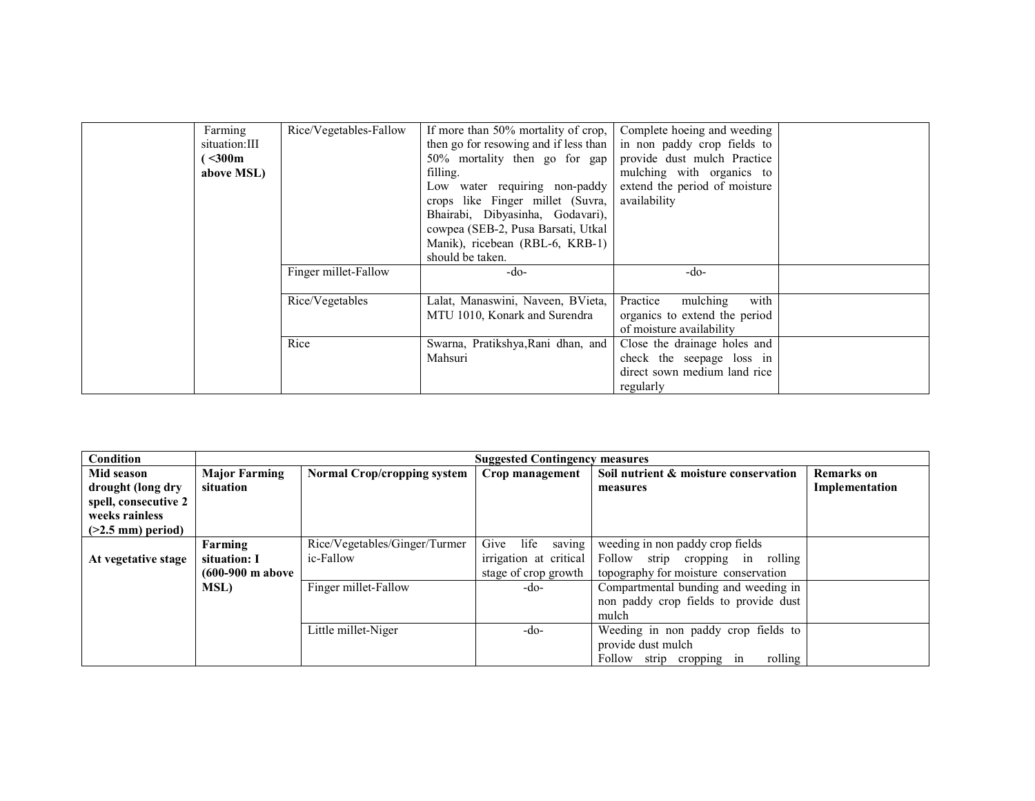| | Farming situation:III ( <300m above MSL) | Rice/Vegetables-Fallow | If more than 50% mortality of crop, then go for resowing and if less than 50% mortality then go for gap filling. Low water requiring non-paddy crops like Finger millet (Suvra, Bhairabi, Dibyasinha, Godavari), cowpea (SEB-2, Pusa Barsati, Utkal Manik), ricebean (RBL-6, KRB-1) should be taken. | Complete hoeing and weeding in non paddy crop fields to provide dust mulch Practice mulching with organics to extend the period of moisture availability | |
|---|---|---|---|---|---|
| | | Finger millet-Fallow | -do- | -do- | |
| | | Rice/Vegetables | Lalat, Manaswini, Naveen, BVieta, MTU 1010, Konark and Surendra | Practice mulching with organics to extend the period of moisture availability | |
| | | Rice | Swarna, Pratikshya,Rani dhan, and Mahsuri | Close the drainage holes and check the seepage loss in direct sown medium land rice regularly | |

| Condition | Suggested Contingency measures | | | | |
|---|---|---|---|---|---|
| **Mid season drought (long dry spell, consecutive 2 weeks rainless (>2.5 mm) period)** | **Major Farming situation** | **Normal Crop/cropping system** | **Crop management** | **Soil nutrient & moisture conservation measures** | **Remarks on Implementation** |
| **At vegetative stage** | **Farming situation: I (600-900 m above MSL)** | Rice/Vegetables/Ginger/Turmeric-Fallow | Give life saving irrigation at critical stage of crop growth | weeding in non paddy crop fields Follow strip cropping in rolling topography for moisture conservation | |
| | | Finger millet-Fallow | -do- | Compartmental bunding and weeding in non paddy crop fields to provide dust mulch | |
| | | Little millet-Niger | -do- | Weeding in non paddy crop fields to provide dust mulch Follow strip cropping in rolling | |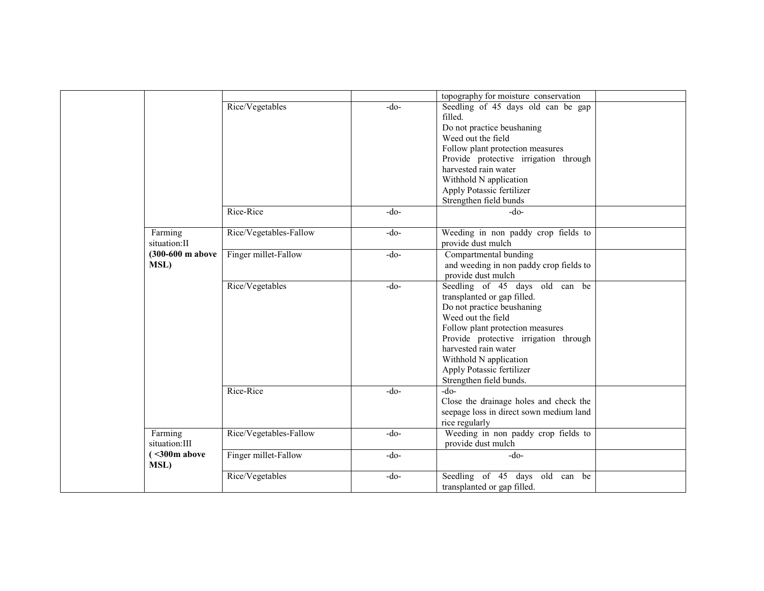| | | | | | |
|---|---|---|---|---|---|
| | | | | topography for moisture conservation | |
| | | Rice/Vegetables | -do- | Seedling of 45 days old can be gap filled.<br>Do not practice beushaning<br>Weed out the field<br>Follow plant protection measures<br>Provide protective irrigation through harvested rain water<br>Withhold N application<br>Apply Potassic fertilizer<br>Strengthen field bunds | |
| | | Rice-Rice | -do- | -do- | |
| | Farming situation:II<br>**(300-600 m above MSL)** | Rice/Vegetables-Fallow | -do- | Weeding in non paddy crop fields to provide dust mulch | |
| | | Finger millet-Fallow | -do- | Compartmental bunding and weeding in non paddy crop fields to provide dust mulch | |
| | | Rice/Vegetables | -do- | Seedling of 45 days old can be transplanted or gap filled.<br>Do not practice beushaning<br>Weed out the field<br>Follow plant protection measures<br>Provide protective irrigation through harvested rain water<br>Withhold N application<br>Apply Potassic fertilizer<br>Strengthen field bunds. | |
| | | Rice-Rice | -do- | -do-<br>Close the drainage holes and check the seepage loss in direct sown medium land rice regularly | |
| | Farming situation:III<br>**( <300m above MSL)** | Rice/Vegetables-Fallow | -do- | Weeding in non paddy crop fields to provide dust mulch | |
| | | Finger millet-Fallow | -do- | -do- | |
| | | Rice/Vegetables | -do- | Seedling of 45 days old can be transplanted or gap filled. | |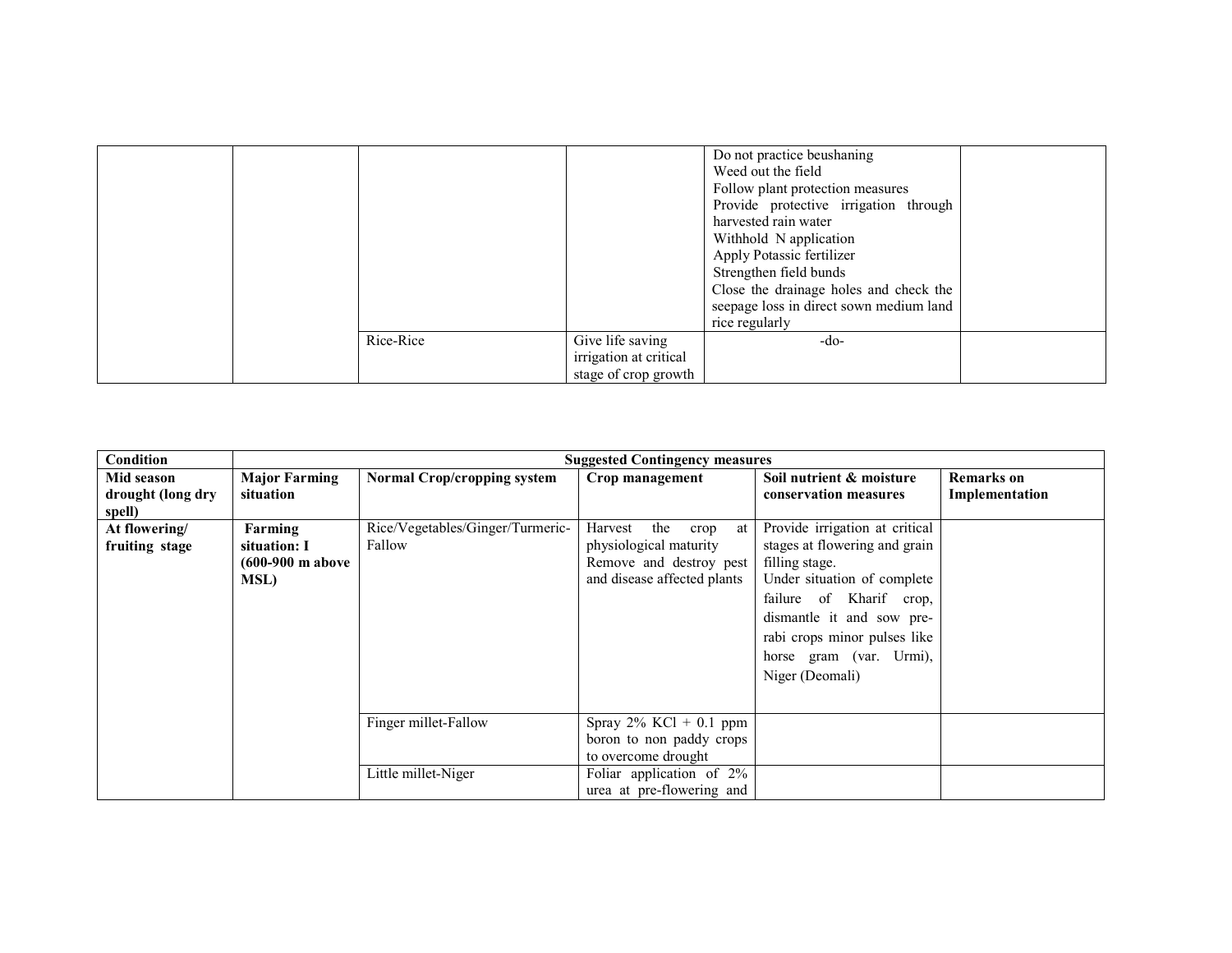| | | | | | |
|---|---|---|---|---|---|
| | | | | Do not practice beushaning<br>Weed out the field<br>Follow plant protection measures<br>Provide protective irrigation through harvested rain water<br>Withhold N application<br>Apply Potassic fertilizer<br>Strengthen field bunds<br>Close the drainage holes and check the seepage loss in direct sown medium land rice regularly | |
| | | Rice-Rice | Give life saving irrigation at critical stage of crop growth | -do- | |

| Condition | Suggested Contingency measures | | | | |
|---|---|---|---|---|---|
| **Mid season drought (long dry spell)** | **Major Farming situation** | **Normal Crop/cropping system** | **Crop management** | **Soil nutrient & moisture conservation measures** | **Remarks on Implementation** |
| **At flowering/ fruiting stage** | **Farming situation: I (600-900 m above MSL)** | Rice/Vegetables/Ginger/Turmeric-Fallow | Harvest the crop at physiological maturity<br>Remove and destroy pest and disease affected plants | Provide irrigation at critical stages at flowering and grain filling stage.<br>Under situation of complete failure of Kharif crop, dismantle it and sow pre-rabi crops minor pulses like horse gram (var. Urmi), Niger (Deomali) | |
| | | Finger millet-Fallow | Spray 2% KCl + 0.1 ppm boron to non paddy crops to overcome drought | | |
| | | Little millet-Niger | Foliar application of 2% urea at pre-flowering and | | |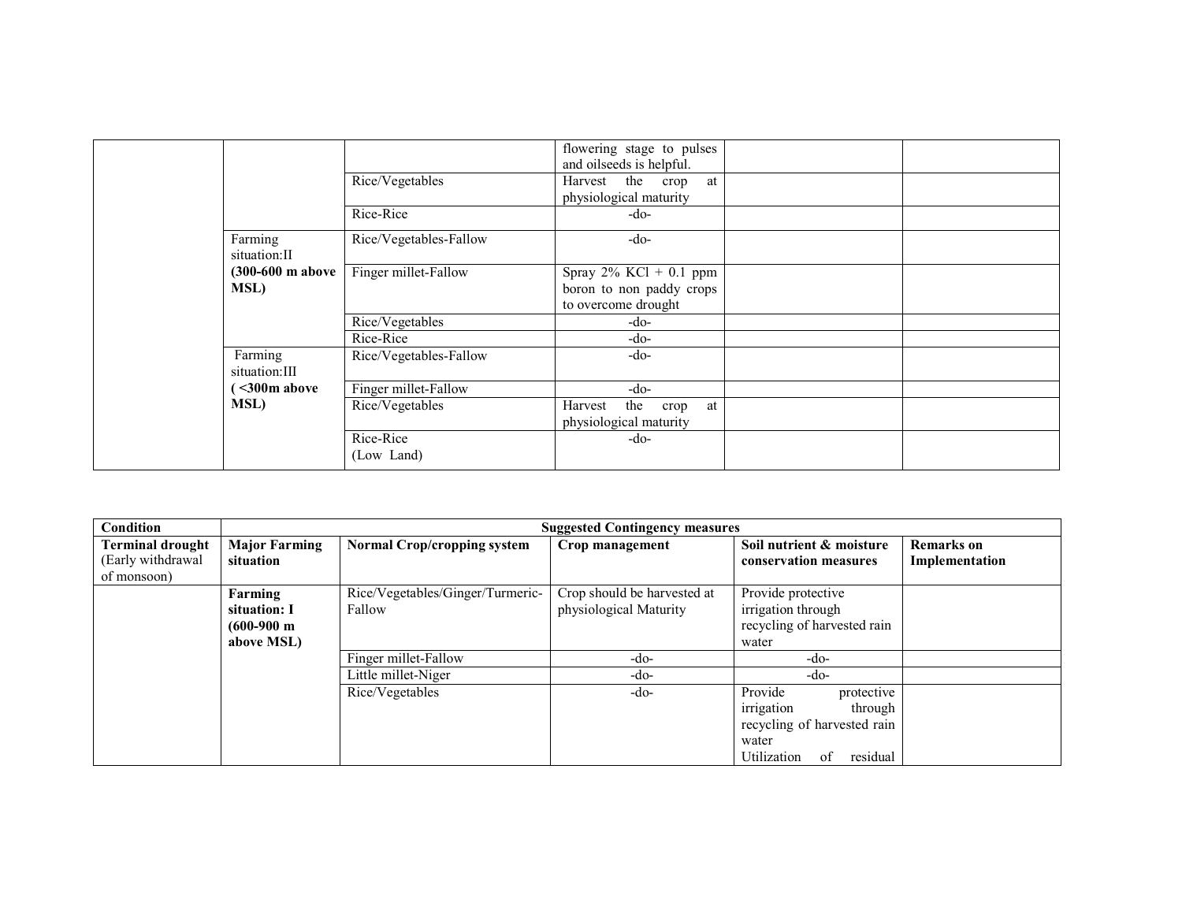| | | | flowering stage to pulses and oilseeds is helpful. | | |
|---|---|---|---|---|---|
| | | Rice/Vegetables | Harvest the crop at physiological maturity | | |
| | | Rice-Rice | -do- | | |
| | Farming situation:II **(300-600 m above MSL)** | Rice/Vegetables-Fallow | -do- | | |
| | | Finger millet-Fallow | Spray 2% KCl + 0.1 ppm boron to non paddy crops to overcome drought | | |
| | | Rice/Vegetables | -do- | | |
| | | Rice-Rice | -do- | | |
| | Farming situation:III **( <300m above MSL)** | Rice/Vegetables-Fallow | -do- | | |
| | | Finger millet-Fallow | -do- | | |
| | | Rice/Vegetables | Harvest the crop at physiological maturity | | |
| | | Rice-Rice (Low Land) | -do- | | |

| **Condition** | **Suggested Contingency measures** | | | | |
|---|---|---|---|---|---|
| **Terminal drought** (Early withdrawal of monsoon) | **Major Farming situation** | **Normal Crop/cropping system** | **Crop management** | **Soil nutrient & moisture conservation measures** | **Remarks on Implementation** |
| | **Farming situation: I (600-900 m above MSL)** | Rice/Vegetables/Ginger/Turmeric-Fallow | Crop should be harvested at physiological Maturity | Provide protective irrigation through recycling of harvested rain water | |
| | | Finger millet-Fallow | -do- | -do- | |
| | | Little millet-Niger | -do- | -do- | |
| | | Rice/Vegetables | -do- | Provide protective irrigation through recycling of harvested rain water Utilization of residual | |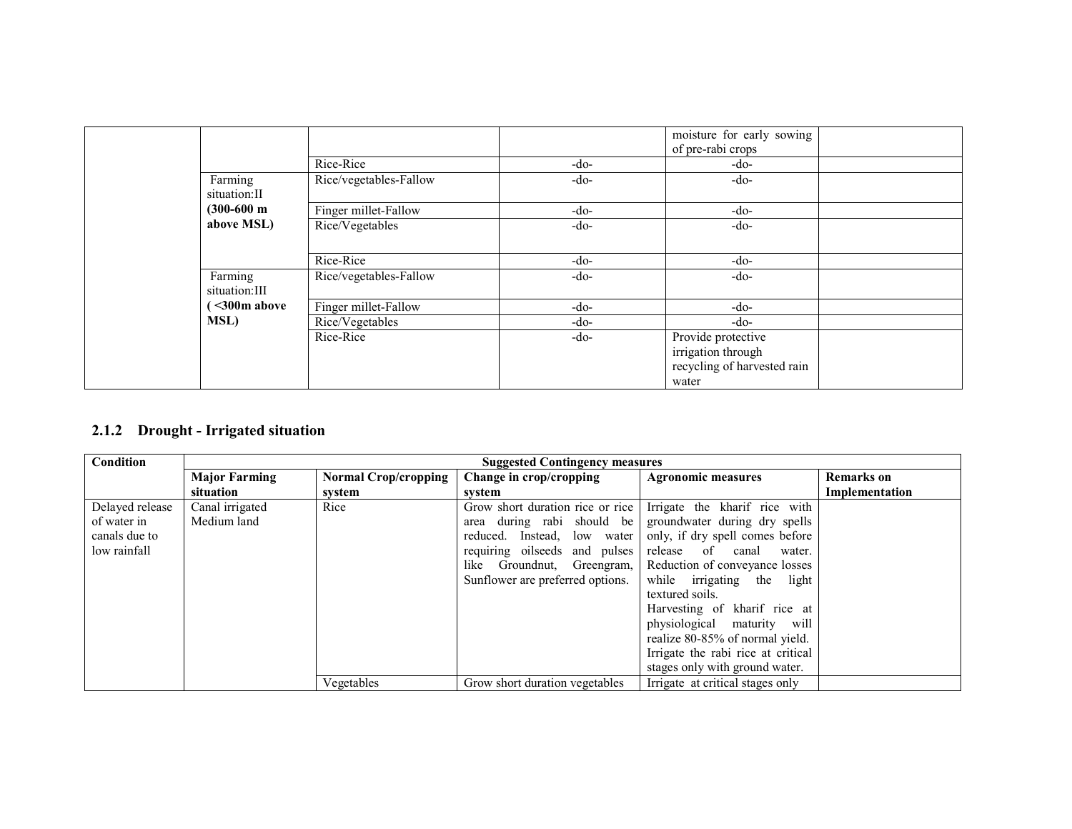| | | | | moisture for early sowing of pre-rabi crops | |
|---|---|---|---|---|---|
| | | Rice-Rice | -do- | -do- | |
| | Farming situation:II **(300-600 m above MSL)** | Rice/vegetables-Fallow | -do- | -do- | |
| | | Finger millet-Fallow | -do- | -do- | |
| | | Rice/Vegetables | -do- | -do- | |
| | | Rice-Rice | -do- | -do- | |
| | Farming situation:III **( <300m above MSL)** | Rice/vegetables-Fallow | -do- | -do- | |
| | | Finger millet-Fallow | -do- | -do- | |
| | | Rice/Vegetables | -do- | -do- | |
| | | Rice-Rice | -do- | Provide protective irrigation through recycling of harvested rain water | |

### 2.1.2 Drought - Irrigated situation

| **Condition** | **Suggested Contingency measures** | | | | |
|---|---|---|---|---|---|
| | **Major Farming situation** | **Normal Crop/cropping system** | **Change in crop/cropping system** | **Agronomic measures** | **Remarks on Implementation** |
| Delayed release of water in canals due to low rainfall | Canal irrigated Medium land | Rice | Grow short duration rice or rice area during rabi should be reduced. Instead, low water requiring oilseeds and pulses like Groundnut, Greengram, Sunflower are preferred options. | Irrigate the kharif rice with groundwater during dry spells only, if dry spell comes before release of canal water. Reduction of conveyance losses while irrigating the light textured soils. Harvesting of kharif rice at physiological maturity will realize 80-85% of normal yield. Irrigate the rabi rice at critical stages only with ground water. | |
| | | Vegetables | Grow short duration vegetables | Irrigate at critical stages only | |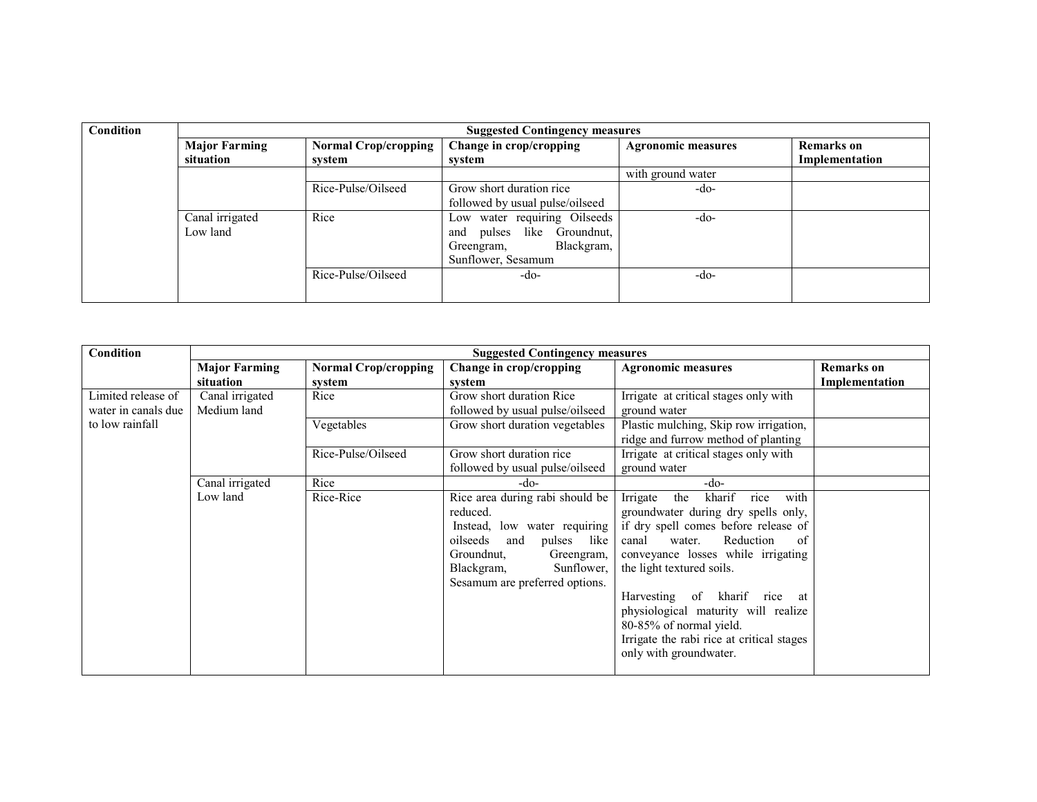| Condition | Suggested Contingency measures | | | | |
|---|---|---|---|---|---|
| | Major Farming situation | Normal Crop/cropping system | Change in crop/cropping system | Agronomic measures | Remarks on Implementation |
| | | | | with ground water | |
| | | Rice-Pulse/Oilseed | Grow short duration rice followed by usual pulse/oilseed | -do- | |
| | Canal irrigated Low land | Rice | Low water requiring Oilseeds and pulses like Groundnut, Greengram, Blackgram, Sunflower, Sesamum | -do- | |
| | | Rice-Pulse/Oilseed | -do- | -do- | |

| Condition | Suggested Contingency measures | | | | |
|---|---|---|---|---|---|
| | Major Farming situation | Normal Crop/cropping system | Change in crop/cropping system | Agronomic measures | Remarks on Implementation |
| Limited release of water in canals due to low rainfall | Canal irrigated Medium land | Rice | Grow short duration Rice followed by usual pulse/oilseed | Irrigate at critical stages only with ground water | |
| | | Vegetables | Grow short duration vegetables | Plastic mulching, Skip row irrigation, ridge and furrow method of planting | |
| | | Rice-Pulse/Oilseed | Grow short duration rice followed by usual pulse/oilseed | Irrigate at critical stages only with ground water | |
| | Canal irrigated Low land | Rice | -do- | -do- | |
| | | Rice-Rice | Rice area during rabi should be reduced. Instead, low water requiring oilseeds and pulses like Groundnut, Greengram, Blackgram, Sunflower, Sesamum are preferred options. | Irrigate the kharif rice with groundwater during dry spells only, if dry spell comes before release of canal water. Reduction of conveyance losses while irrigating the light textured soils. Harvesting of kharif rice at physiological maturity will realize 80-85% of normal yield. Irrigate the rabi rice at critical stages only with groundwater. | |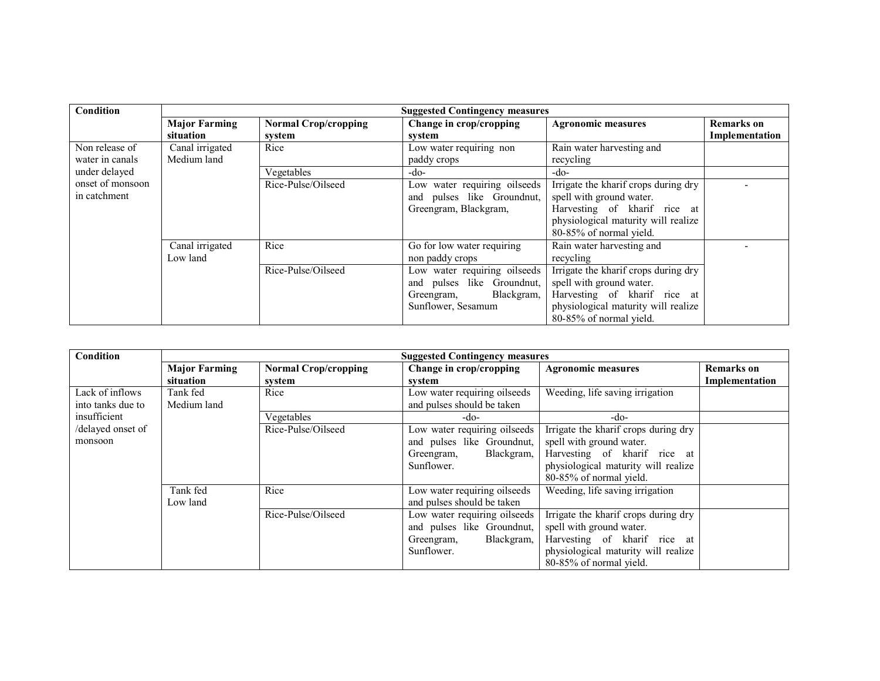| Condition | Suggested Contingency measures | | | | |
|---|---|---|---|---|---|
| | Major Farming situation | Normal Crop/cropping system | Change in crop/cropping system | Agronomic measures | Remarks on Implementation |
| Non release of water in canals under delayed onset of monsoon in catchment | Canal irrigated Medium land | Rice | Low water requiring non paddy crops | Rain water harvesting and recycling | |
| | | Vegetables | -do- | -do- | |
| | | Rice-Pulse/Oilseed | Low water requiring oilseeds and pulses like Groundnut, Greengram, Blackgram, | Irrigate the kharif crops during dry spell with ground water. Harvesting of kharif rice at physiological maturity will realize 80-85% of normal yield. | - |
| | Canal irrigated Low land | Rice | Go for low water requiring non paddy crops | Rain water harvesting and recycling | - |
| | | Rice-Pulse/Oilseed | Low water requiring oilseeds and pulses like Groundnut, Greengram, Blackgram, Sunflower, Sesamum | Irrigate the kharif crops during dry spell with ground water. Harvesting of kharif rice at physiological maturity will realize 80-85% of normal yield. | |

| Condition | Suggested Contingency measures | | | | |
|---|---|---|---|---|---|
| | Major Farming situation | Normal Crop/cropping system | Change in crop/cropping system | Agronomic measures | Remarks on Implementation |
| Lack of inflows into tanks due to insufficient /delayed onset of monsoon | Tank fed Medium land | Rice | Low water requiring oilseeds and pulses should be taken | Weeding, life saving irrigation | |
| | | Vegetables | -do- | -do- | |
| | | Rice-Pulse/Oilseed | Low water requiring oilseeds and pulses like Groundnut, Greengram, Blackgram, Sunflower. | Irrigate the kharif crops during dry spell with ground water. Harvesting of kharif rice at physiological maturity will realize 80-85% of normal yield. | |
| | Tank fed Low land | Rice | Low water requiring oilseeds and pulses should be taken | Weeding, life saving irrigation | |
| | | Rice-Pulse/Oilseed | Low water requiring oilseeds and pulses like Groundnut, Greengram, Blackgram, Sunflower. | Irrigate the kharif crops during dry spell with ground water. Harvesting of kharif rice at physiological maturity will realize 80-85% of normal yield. | |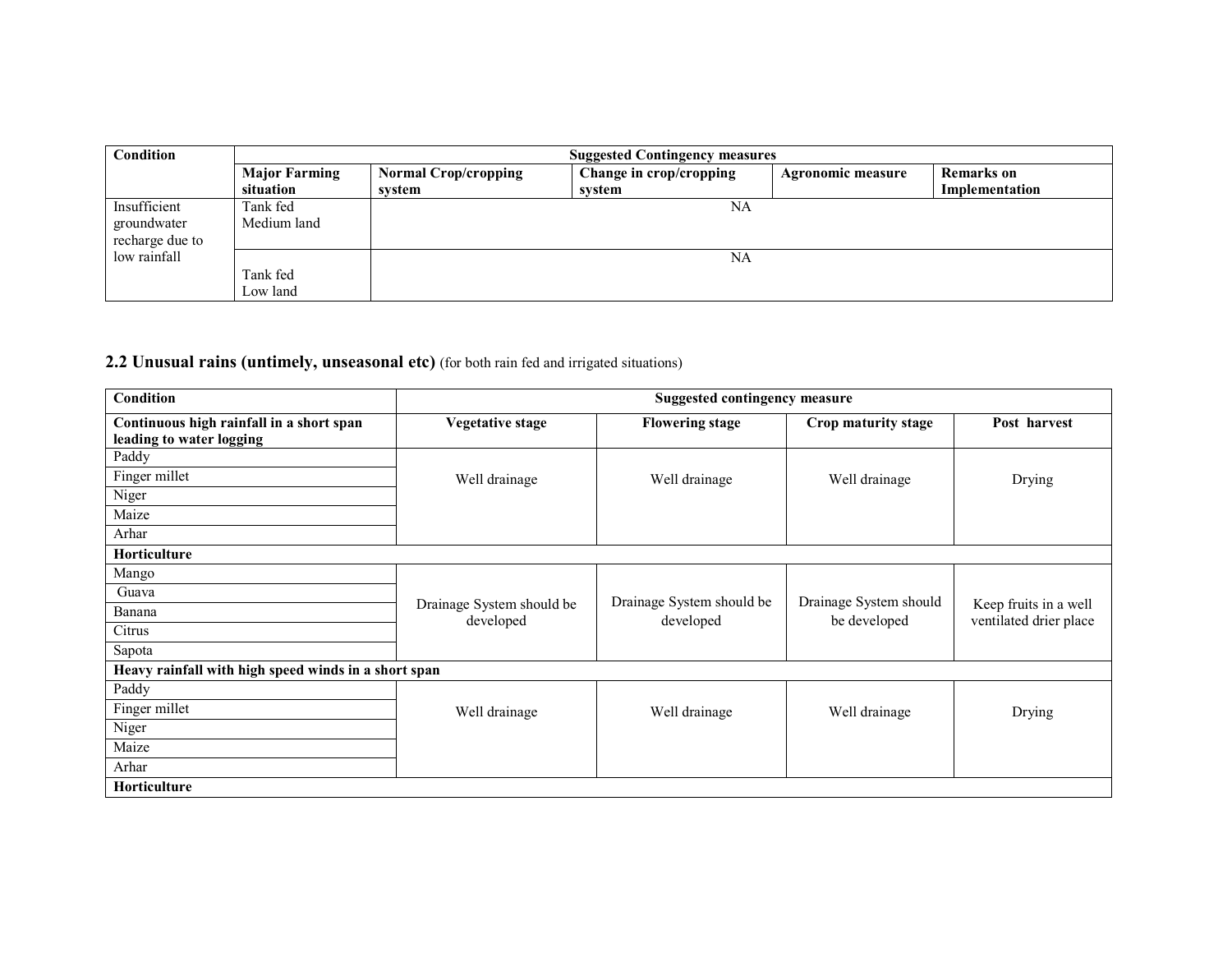| Condition | Suggested Contingency measures | | | | |
|---|---|---|---|---|---|
| | Major Farming situation | Normal Crop/cropping system | Change in crop/cropping system | Agronomic measure | Remarks on Implementation |
| Insufficient groundwater recharge due to low rainfall | Tank fed Medium land | NA | | | |
| | Tank fed Low land | NA | | | |

## 2.2 Unusual rains (untimely, unseasonal etc) (for both rain fed and irrigated situations)

| Condition | Suggested contingency measure | | | |
|---|---|---|---|---|
| **Continuous high rainfall in a short span leading to water logging** | **Vegetative stage** | **Flowering stage** | **Crop maturity stage** | **Post harvest** |
| Paddy | Well drainage | Well drainage | Well drainage | Drying |
| Finger millet | | | | |
| Niger | | | | |
| Maize | | | | |
| Arhar | | | | |
| **Horticulture** | | | | |
| Mango | Drainage System should be developed | Drainage System should be developed | Drainage System should be developed | Keep fruits in a well ventilated drier place |
| Guava | | | | |
| Banana | | | | |
| Citrus | | | | |
| Sapota | | | | |
| **Heavy rainfall with high speed winds in a short span** | | | | |
| Paddy | Well drainage | Well drainage | Well drainage | Drying |
| Finger millet | | | | |
| Niger | | | | |
| Maize | | | | |
| Arhar | | | | |
| **Horticulture** | | | | |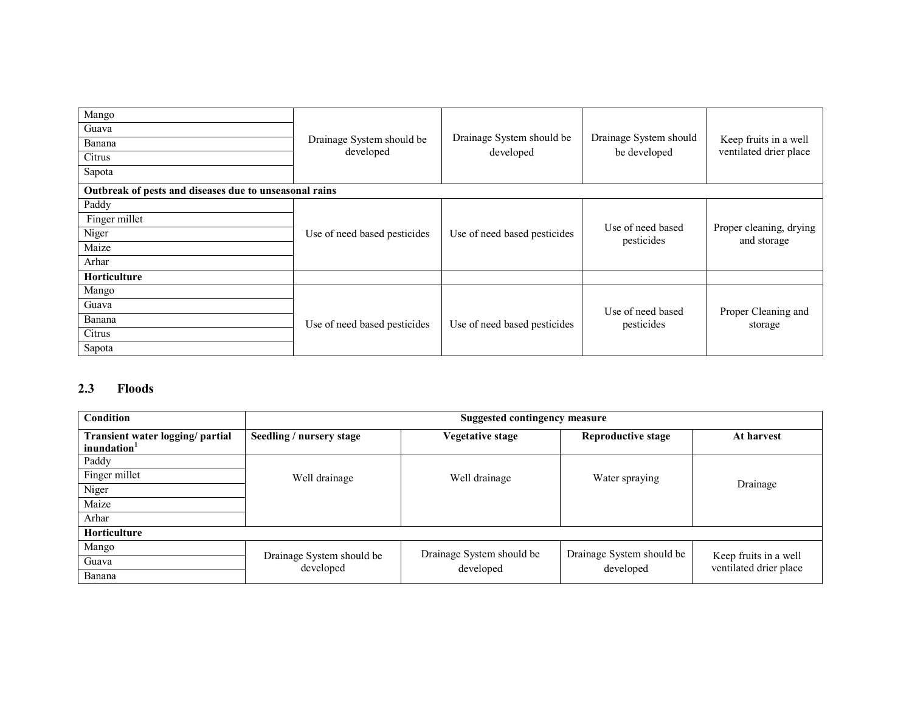| | | | | |
|---|---|---|---|---|
| Mango | Drainage System should be developed | Drainage System should be developed | Drainage System should be developed | Keep fruits in a well ventilated drier place |
| Guava | | | | |
| Banana | | | | |
| Citrus | | | | |
| Sapota | | | | |
| **Outbreak of pests and diseases due to unseasonal rains** | | | | |
| Paddy | Use of need based pesticides | Use of need based pesticides | Use of need based pesticides | Proper cleaning, drying and storage |
| Finger millet | | | | |
| Niger | | | | |
| Maize | | | | |
| Arhar | | | | |
| **Horticulture** | | | | |
| Mango | Use of need based pesticides | Use of need based pesticides | Use of need based pesticides | Proper Cleaning and storage |
| Guava | | | | |
| Banana | | | | |
| Citrus | | | | |
| Sapota | | | | |

## 2.3 Floods

| **Condition** | **Suggested contingency measure** | | | |
|---|---|---|---|---|
| **Transient water logging/ partial inundation[1]** | **Seedling / nursery stage** | **Vegetative stage** | **Reproductive stage** | **At harvest** |
| Paddy | Well drainage | Well drainage | Water spraying | Drainage |
| Finger millet | | | | |
| Niger | | | | |
| Maize | | | | |
| Arhar | | | | |
| **Horticulture** | | | | |
| Mango | Drainage System should be developed | Drainage System should be developed | Drainage System should be developed | Keep fruits in a well ventilated drier place |
| Guava | | | | |
| Banana | | | | |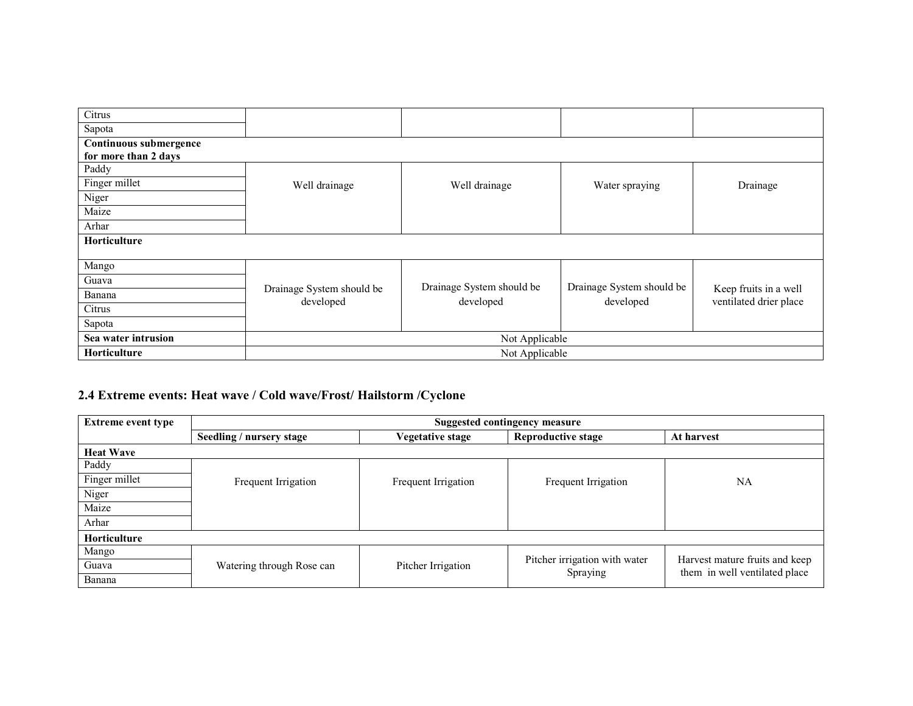| | | | | |
|---|---|---|---|---|
| Citrus | | | | |
| Sapota | | | | |
| **Continuous submergence for more than 2 days** | | | | |
| Paddy | Well drainage | Well drainage | Water spraying | Drainage |
| Finger millet | | | | |
| Niger | | | | |
| Maize | | | | |
| Arhar | | | | |
| **Horticulture** | | | | |
| Mango | Drainage System should be developed | Drainage System should be developed | Drainage System should be developed | Keep fruits in a well ventilated drier place |
| Guava | | | | |
| Banana | | | | |
| Citrus | | | | |
| Sapota | | | | |
| **Sea water intrusion** | Not Applicable | | | |
| **Horticulture** | Not Applicable | | | |

## 2.4 Extreme events: Heat wave / Cold wave/Frost/ Hailstorm /Cyclone

| Extreme event type | Suggested contingency measure | | | |
|---|---|---|---|---|
| | **Seedling / nursery stage** | **Vegetative stage** | **Reproductive stage** | **At harvest** |
| **Heat Wave** | | | | |
| Paddy | Frequent Irrigation | Frequent Irrigation | Frequent Irrigation | NA |
| Finger millet | | | | |
| Niger | | | | |
| Maize | | | | |
| Arhar | | | | |
| **Horticulture** | | | | |
| Mango | Watering through Rose can | Pitcher Irrigation | Pitcher irrigation with water Spraying | Harvest mature fruits and keep them in well ventilated place |
| Guava | | | | |
| Banana | | | | |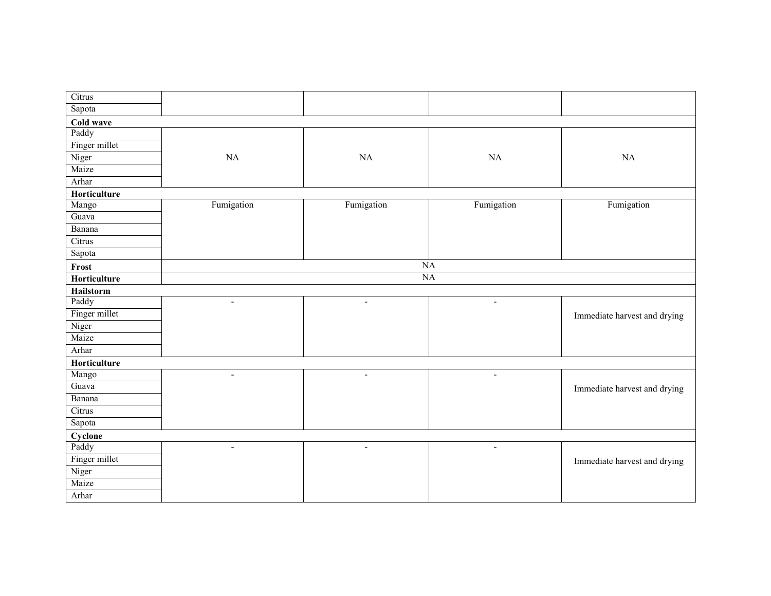| | | | | |
|---|---|---|---|---|
| Citrus | | | | |
| Sapota | | | | |
| **Cold wave** | | | | |
| Paddy | NA | NA | NA | NA |
| Finger millet | | | | |
| Niger | | | | |
| Maize | | | | |
| Arhar | | | | |
| **Horticulture** | | | | |
| Mango | Fumigation | Fumigation | Fumigation | Fumigation |
| Guava | | | | |
| Banana | | | | |
| Citrus | | | | |
| Sapota | | | | |
| **Frost** | NA | | | |
| **Horticulture** | NA | | | |
| **Hailstorm** | | | | |
| Paddy | - | - | - | Immediate harvest and drying |
| Finger millet | | | | |
| Niger | | | | |
| Maize | | | | |
| Arhar | | | | |
| **Horticulture** | | | | |
| Mango | - | - | - | Immediate harvest and drying |
| Guava | | | | |
| Banana | | | | |
| Citrus | | | | |
| Sapota | | | | |
| **Cyclone** | | | | |
| Paddy | - | - | - | Immediate harvest and drying |
| Finger millet | | | | |
| Niger | | | | |
| Maize | | | | |
| Arhar | | | | |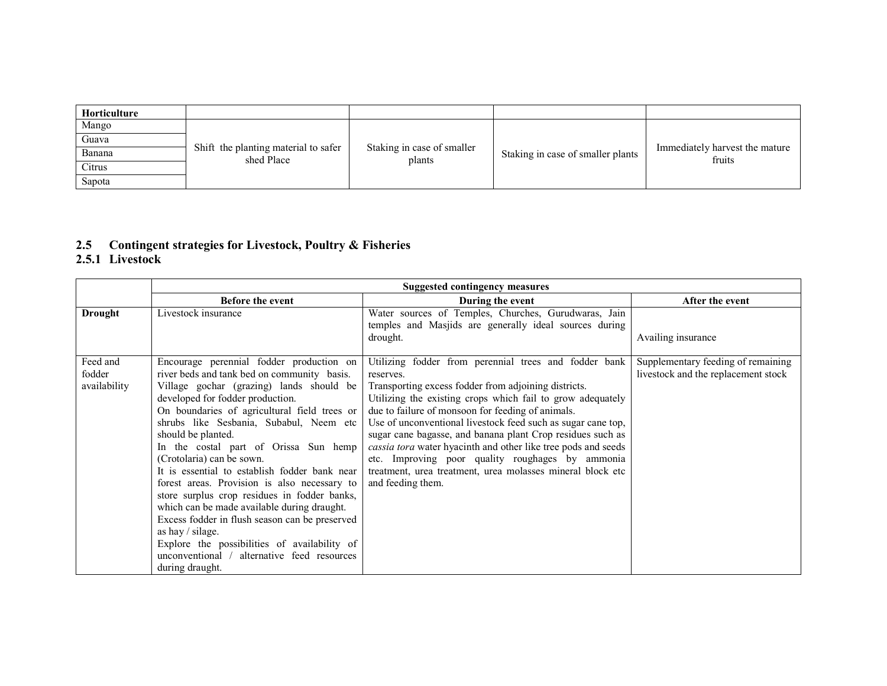| Horticulture | | | | |
|---|---|---|---|---|
| Mango | Shift the planting material to safer shed Place | Staking in case of smaller plants | Staking in case of smaller plants | Immediately harvest the mature fruits |
| Guava | | | | |
| Banana | | | | |
| Citrus | | | | |
| Sapota | | | | |

## 2.5 Contingent strategies for Livestock, Poultry & Fisheries

### 2.5.1 Livestock

| | Suggested contingency measures | | |
|---|---|---|---|
| | **Before the event** | **During the event** | **After the event** |
| **Drought** | Livestock insurance | Water sources of Temples, Churches, Gurudwaras, Jain temples and Masjids are generally ideal sources during drought. | Availing insurance |
| Feed and fodder availability | Encourage perennial fodder production on river beds and tank bed on community basis.<br>Village gochar (grazing) lands should be developed for fodder production.<br>On boundaries of agricultural field trees or shrubs like Sesbania, Subabul, Neem etc should be planted.<br>In the costal part of Orissa Sun hemp (Crotolaria) can be sown.<br>It is essential to establish fodder bank near forest areas. Provision is also necessary to store surplus crop residues in fodder banks, which can be made available during draught.<br>Excess fodder in flush season can be preserved as hay / silage.<br>Explore the possibilities of availability of unconventional / alternative feed resources during draught. | Utilizing fodder from perennial trees and fodder bank reserves.<br>Transporting excess fodder from adjoining districts.<br>Utilizing the existing crops which fail to grow adequately due to failure of monsoon for feeding of animals.<br>Use of unconventional livestock feed such as sugar cane top, sugar cane bagasse, and banana plant Crop residues such as *cassia tora* water hyacinth and other like tree pods and seeds etc. Improving poor quality roughages by ammonia treatment, urea treatment, urea molasses mineral block etc and feeding them. | Supplementary feeding of remaining livestock and the replacement stock |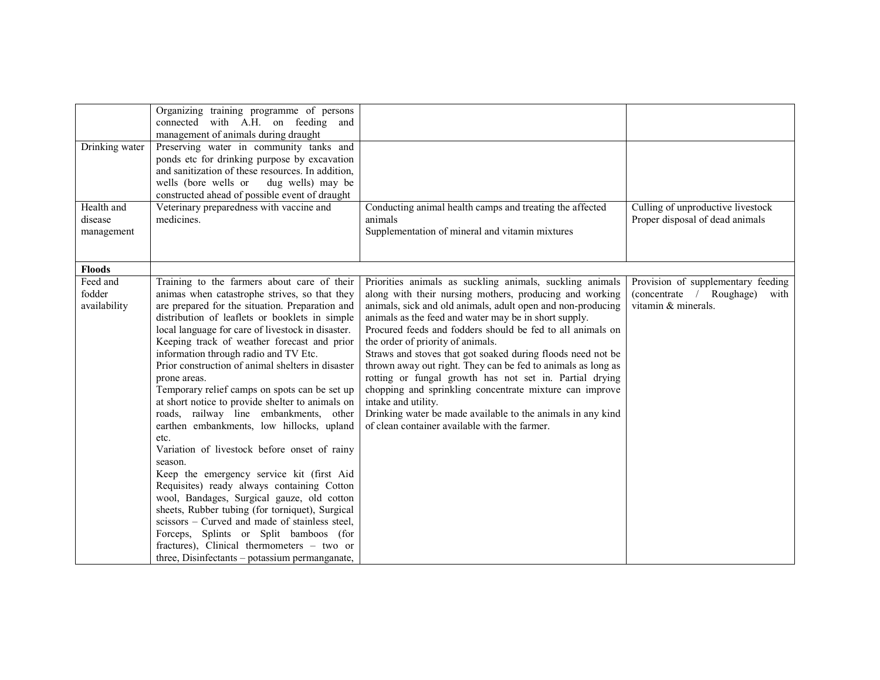| | | | |
|---|---|---|---|
| | Organizing training programme of persons connected with A.H. on feeding and management of animals during draught | | |
| Drinking water | Preserving water in community tanks and ponds etc for drinking purpose by excavation and sanitization of these resources. In addition, wells (bore wells or dug wells) may be constructed ahead of possible event of draught | | |
| Health and disease management | Veterinary preparedness with vaccine and medicines. | Conducting animal health camps and treating the affected animals<br>Supplementation of mineral and vitamin mixtures | Culling of unproductive livestock<br>Proper disposal of dead animals |
| **Floods** | | | |
| Feed and fodder availability | Training to the farmers about care of their animas when catastrophe strives, so that they are prepared for the situation. Preparation and distribution of leaflets or booklets in simple local language for care of livestock in disaster.<br>Keeping track of weather forecast and prior information through radio and TV Etc.<br>Prior construction of animal shelters in disaster prone areas.<br>Temporary relief camps on spots can be set up at short notice to provide shelter to animals on roads, railway line embankments, other earthen embankments, low hillocks, upland etc.<br>Variation of livestock before onset of rainy season.<br>Keep the emergency service kit (first Aid Requisites) ready always containing Cotton wool, Bandages, Surgical gauze, old cotton sheets, Rubber tubing (for torniquet), Surgical scissors – Curved and made of stainless steel, Forceps, Splints or Split bamboos (for fractures), Clinical thermometers – two or three, Disinfectants – potassium permanganate, | Priorities animals as suckling animals, suckling animals along with their nursing mothers, producing and working animals, sick and old animals, adult open and non-producing animals as the feed and water may be in short supply.<br>Procured feeds and fodders should be fed to all animals on the order of priority of animals.<br>Straws and stoves that got soaked during floods need not be thrown away out right. They can be fed to animals as long as rotting or fungal growth has not set in. Partial drying chopping and sprinkling concentrate mixture can improve intake and utility.<br>Drinking water be made available to the animals in any kind of clean container available with the farmer. | Provision of supplementary feeding (concentrate / Roughage) with vitamin & minerals. |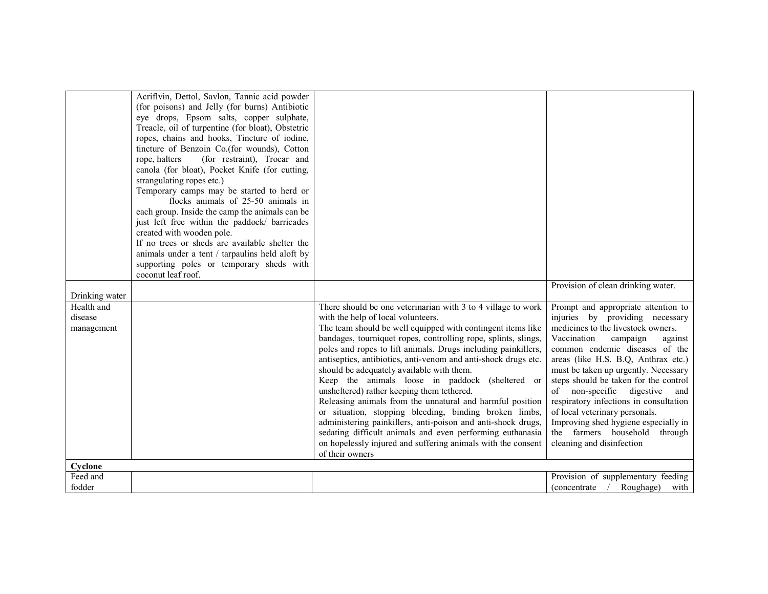| | | | |
|---|---|---|---|
| | Acriflvin, Dettol, Savlon, Tannic acid powder (for poisons) and Jelly (for burns) Antibiotic eye drops, Epsom salts, copper sulphate, Treacle, oil of turpentine (for bloat), Obstetric ropes, chains and hooks, Tincture of iodine, tincture of Benzoin Co.(for wounds), Cotton rope, halters (for restraint), Trocar and canola (for bloat), Pocket Knife (for cutting, strangulating ropes etc.)<br>Temporary camps may be started to herd or flocks animals of 25-50 animals in each group. Inside the camp the animals can be just left free within the paddock/ barricades created with wooden pole.<br>If no trees or sheds are available shelter the animals under a tent / tarpaulins held aloft by supporting poles or temporary sheds with coconut leaf roof. | | |
| Drinking water | | | Provision of clean drinking water. |
| Health and disease management | | There should be one veterinarian with 3 to 4 village to work with the help of local volunteers.<br>The team should be well equipped with contingent items like bandages, tourniquet ropes, controlling rope, splints, slings, poles and ropes to lift animals. Drugs including painkillers, antiseptics, antibiotics, anti-venom and anti-shock drugs etc. should be adequately available with them.<br>Keep the animals loose in paddock (sheltered or unsheltered) rather keeping them tethered.<br>Releasing animals from the unnatural and harmful position or situation, stopping bleeding, binding broken limbs, administering painkillers, anti-poison and anti-shock drugs, sedating difficult animals and even performing euthanasia on hopelessly injured and suffering animals with the consent of their owners | Prompt and appropriate attention to injuries by providing necessary medicines to the livestock owners.<br>Vaccination campaign against common endemic diseases of the areas (like H.S. B.Q, Anthrax etc.) must be taken up urgently. Necessary steps should be taken for the control of non-specific digestive and respiratory infections in consultation of local veterinary personals.<br>Improving shed hygiene especially in the farmers household through cleaning and disinfection |
| **Cyclone** | | | |
| Feed and fodder | | | Provision of supplementary feeding (concentrate / Roughage) with |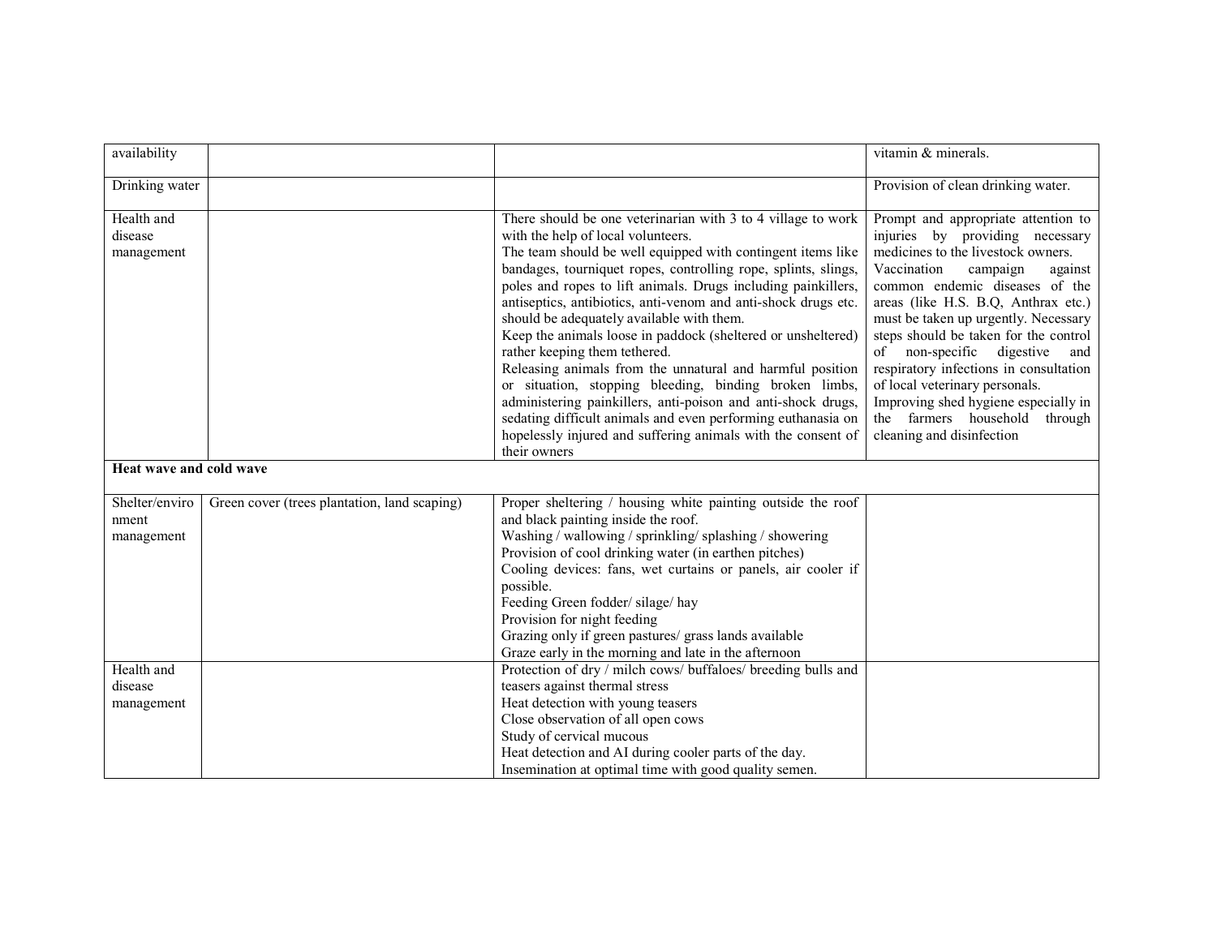| | | | |
|---|---|---|---|
| availability | | | vitamin & minerals. |
| Drinking water | | | Provision of clean drinking water. |
| Health and disease management | | There should be one veterinarian with 3 to 4 village to work with the help of local volunteers.<br>The team should be well equipped with contingent items like bandages, tourniquet ropes, controlling rope, splints, slings, poles and ropes to lift animals. Drugs including painkillers, antiseptics, antibiotics, anti-venom and anti-shock drugs etc. should be adequately available with them.<br>Keep the animals loose in paddock (sheltered or unsheltered) rather keeping them tethered.<br>Releasing animals from the unnatural and harmful position or situation, stopping bleeding, binding broken limbs, administering painkillers, anti-poison and anti-shock drugs, sedating difficult animals and even performing euthanasia on hopelessly injured and suffering animals with the consent of their owners | Prompt and appropriate attention to injuries by providing necessary medicines to the livestock owners.<br>Vaccination campaign against common endemic diseases of the areas (like H.S. B.Q, Anthrax etc.) must be taken up urgently. Necessary steps should be taken for the control of non-specific digestive and respiratory infections in consultation of local veterinary personals.<br>Improving shed hygiene especially in the farmers household through cleaning and disinfection |
| **Heat wave and cold wave** | | | |
| Shelter/environment management | Green cover (trees plantation, land scaping) | Proper sheltering / housing white painting outside the roof and black painting inside the roof.<br>Washing / wallowing / sprinkling/ splashing / showering<br>Provision of cool drinking water (in earthen pitches)<br>Cooling devices: fans, wet curtains or panels, air cooler if possible.<br>Feeding Green fodder/ silage/ hay<br>Provision for night feeding<br>Grazing only if green pastures/ grass lands available<br>Graze early in the morning and late in the afternoon | |
| Health and disease management | | Protection of dry / milch cows/ buffaloes/ breeding bulls and teasers against thermal stress<br>Heat detection with young teasers<br>Close observation of all open cows<br>Study of cervical mucous<br>Heat detection and AI during cooler parts of the day.<br>Insemination at optimal time with good quality semen. | |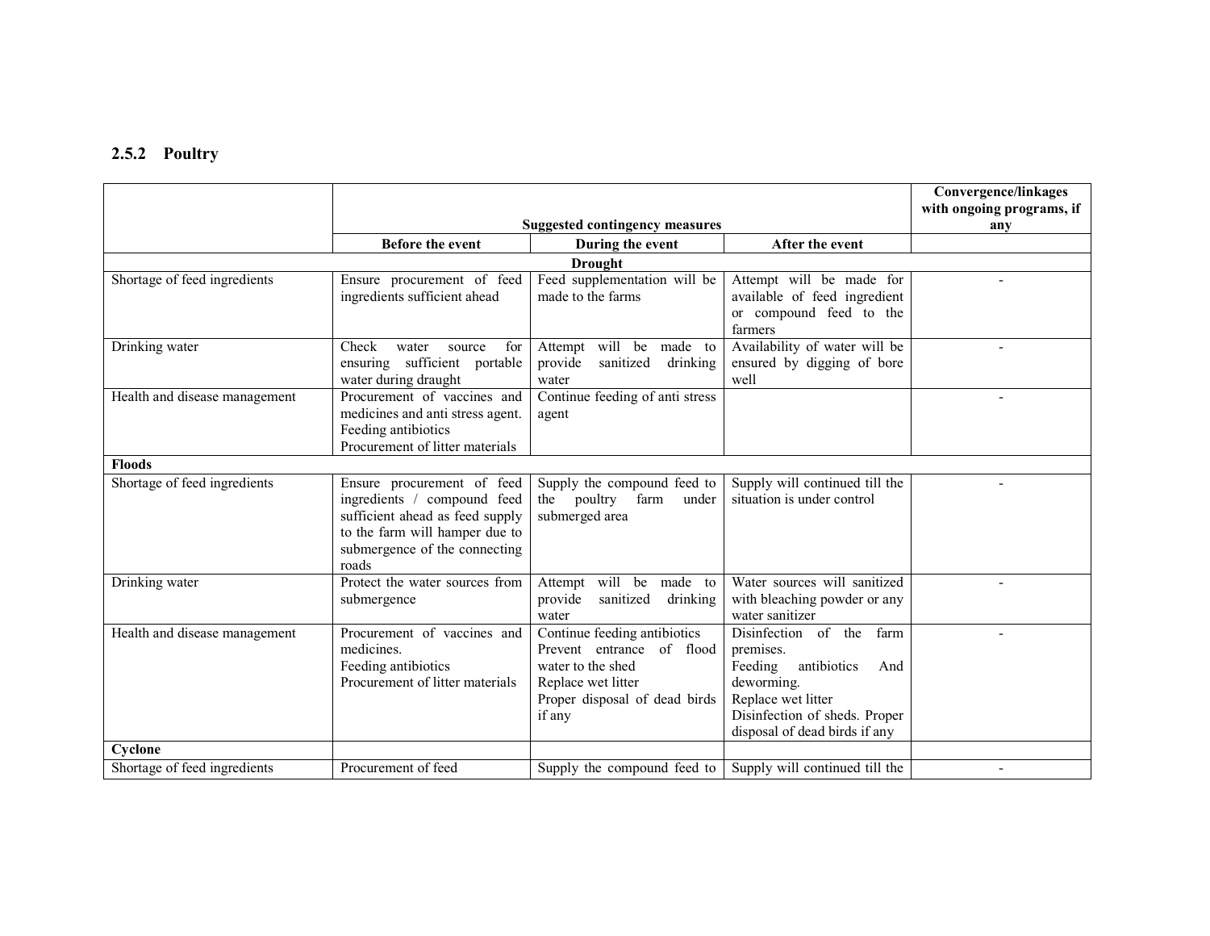## 2.5.2 Poultry

| | Suggested contingency measures | | | Convergence/linkages with ongoing programs, if any |
|---|---|---|---|---|
| | Before the event | During the event | After the event | |
| | | **Drought** | | |
| Shortage of feed ingredients | Ensure procurement of feed ingredients sufficient ahead | Feed supplementation will be made to the farms | Attempt will be made for available of feed ingredient or compound feed to the farmers | - |
| Drinking water | Check water source for ensuring sufficient portable water during draught | Attempt will be made to provide sanitized drinking water | Availability of water will be ensured by digging of bore well | - |
| Health and disease management | Procurement of vaccines and medicines and anti stress agent. Feeding antibiotics Procurement of litter materials | Continue feeding of anti stress agent | | - |
| **Floods** | | | | |
| Shortage of feed ingredients | Ensure procurement of feed ingredients / compound feed sufficient ahead as feed supply to the farm will hamper due to submergence of the connecting roads | Supply the compound feed to the poultry farm under submerged area | Supply will continued till the situation is under control | - |
| Drinking water | Protect the water sources from submergence | Attempt will be made to provide sanitized drinking water | Water sources will sanitized with bleaching powder or any water sanitizer | - |
| Health and disease management | Procurement of vaccines and medicines. Feeding antibiotics Procurement of litter materials | Continue feeding antibiotics Prevent entrance of flood water to the shed Replace wet litter Proper disposal of dead birds if any | Disinfection of the farm premises. Feeding antibiotics And deworming. Replace wet litter Disinfection of sheds. Proper disposal of dead birds if any | - |
| **Cyclone** | | | | |
| Shortage of feed ingredients | Procurement of feed | Supply the compound feed to | Supply will continued till the | - |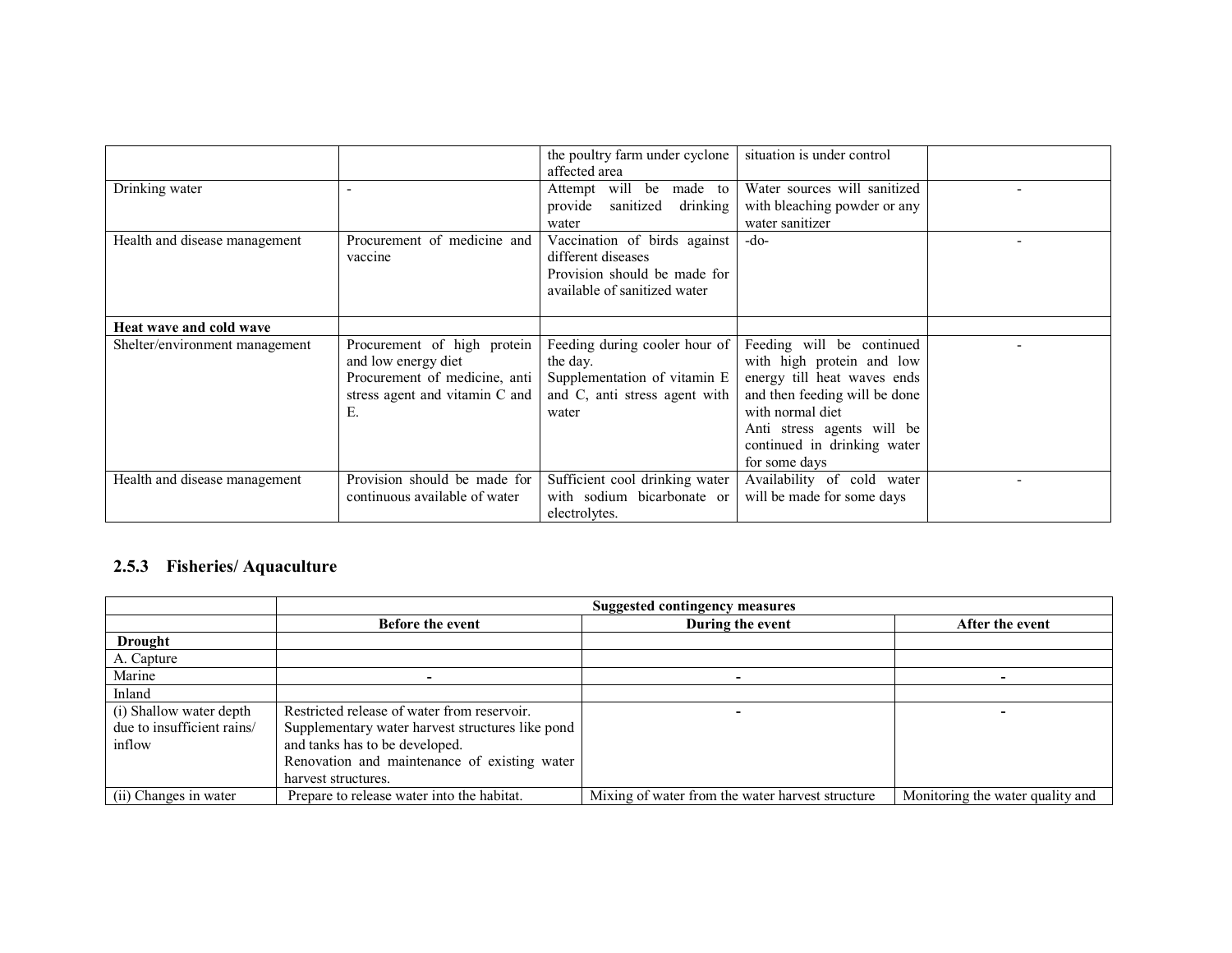| | | | | |
|---|---|---|---|---|
| | | the poultry farm under cyclone affected area | situation is under control | |
| Drinking water | - | Attempt will be made to provide sanitized drinking water | Water sources will sanitized with bleaching powder or any water sanitizer | - |
| Health and disease management | Procurement of medicine and vaccine | Vaccination of birds against different diseases<br>Provision should be made for available of sanitized water | -do- | - |
| **Heat wave and cold wave** | | | | |
| Shelter/environment management | Procurement of high protein and low energy diet<br>Procurement of medicine, anti stress agent and vitamin C and E. | Feeding during cooler hour of the day.<br>Supplementation of vitamin E and C, anti stress agent with water | Feeding will be continued with high protein and low energy till heat waves ends and then feeding will be done with normal diet<br>Anti stress agents will be continued in drinking water for some days | - |
| Health and disease management | Provision should be made for continuous available of water | Sufficient cool drinking water with sodium bicarbonate or electrolytes. | Availability of cold water will be made for some days | - |

### 2.5.3 Fisheries/ Aquaculture

| | Suggested contingency measures | | |
|---|---|---|---|
| | **Before the event** | **During the event** | **After the event** |
| **Drought** | | | |
| A. Capture | | | |
| Marine | - | - | - |
| Inland | | | |
| (i) Shallow water depth due to insufficient rains/ inflow | Restricted release of water from reservoir.<br>Supplementary water harvest structures like pond and tanks has to be developed.<br>Renovation and maintenance of existing water harvest structures. | - | - |
| (ii) Changes in water | Prepare to release water into the habitat. | Mixing of water from the water harvest structure | Monitoring the water quality and |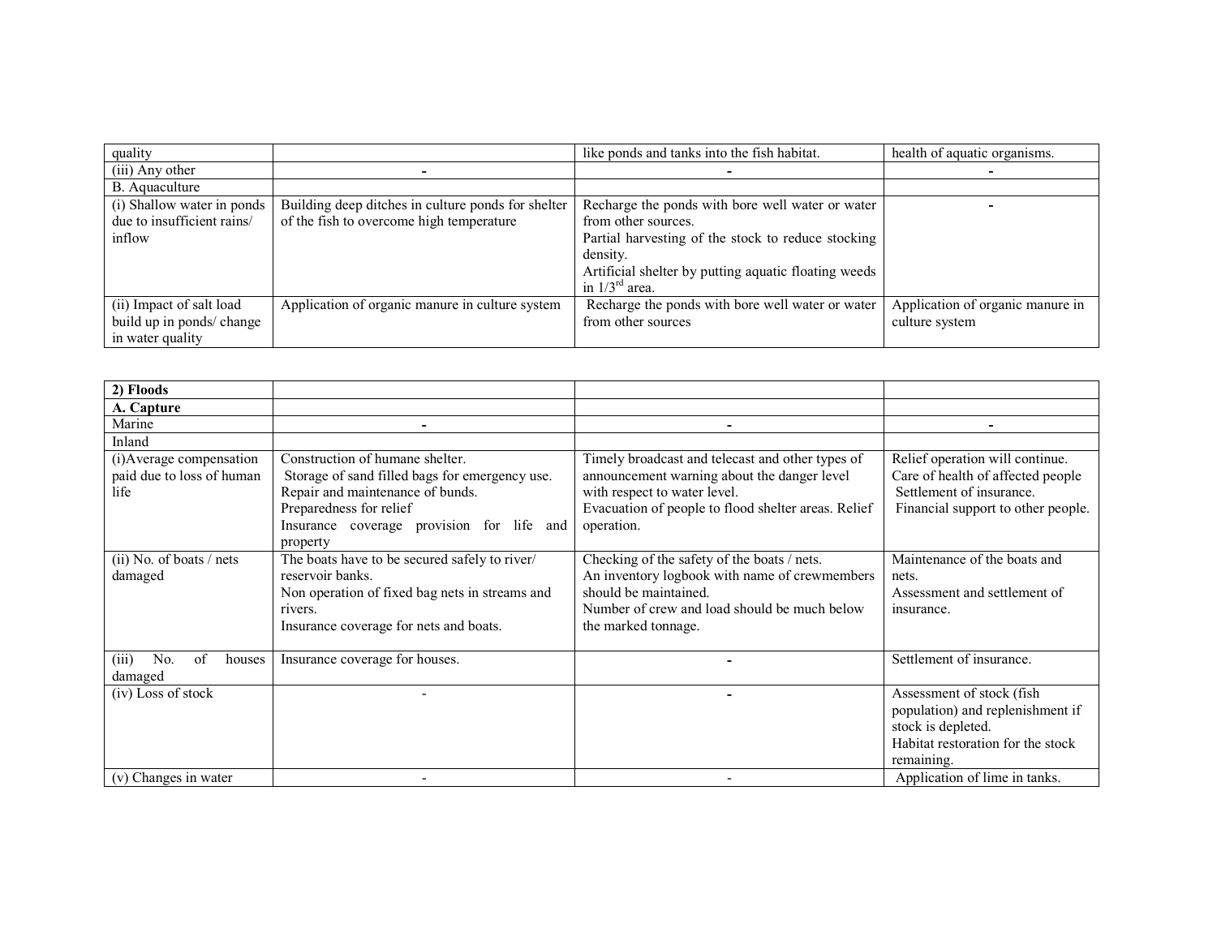| quality | | like ponds and tanks into the fish habitat. | health of aquatic organisms. |
|---|---|---|---|
| (iii) Any other | - | - | - |
| B. Aquaculture | | | |
| (i) Shallow water in ponds due to insufficient rains/ inflow | Building deep ditches in culture ponds for shelter of the fish to overcome high temperature | Recharge the ponds with bore well water or water from other sources.<br>Partial harvesting of the stock to reduce stocking density.<br>Artificial shelter by putting aquatic floating weeds in 1/3rd area. | - |
| (ii) Impact of salt load build up in ponds/ change in water quality | Application of organic manure in culture system | Recharge the ponds with bore well water or water from other sources | Application of organic manure in culture system |

| **2) Floods** | | | |
|---|---|---|---|
| **A. Capture** | | | |
| Marine | - | - | - |
| Inland | | | |
| (i)Average compensation paid due to loss of human life | Construction of humane shelter.<br>Storage of sand filled bags for emergency use.<br>Repair and maintenance of bunds.<br>Preparedness for relief<br>Insurance coverage provision for life and property | Timely broadcast and telecast and other types of announcement warning about the danger level with respect to water level.<br>Evacuation of people to flood shelter areas. Relief operation. | Relief operation will continue.<br>Care of health of affected people<br>Settlement of insurance.<br>Financial support to other people. |
| (ii) No. of boats / nets damaged | The boats have to be secured safely to river/ reservoir banks.<br>Non operation of fixed bag nets in streams and rivers.<br>Insurance coverage for nets and boats. | Checking of the safety of the boats / nets.<br>An inventory logbook with name of crewmembers should be maintained.<br>Number of crew and load should be much below the marked tonnage. | Maintenance of the boats and nets.<br>Assessment and settlement of insurance. |
| (iii) No. of houses damaged | Insurance coverage for houses. | - | Settlement of insurance. |
| (iv) Loss of stock | - | - | Assessment of stock (fish population) and replenishment if stock is depleted.<br>Habitat restoration for the stock remaining. |
| (v) Changes in water | - | - | Application of lime in tanks. |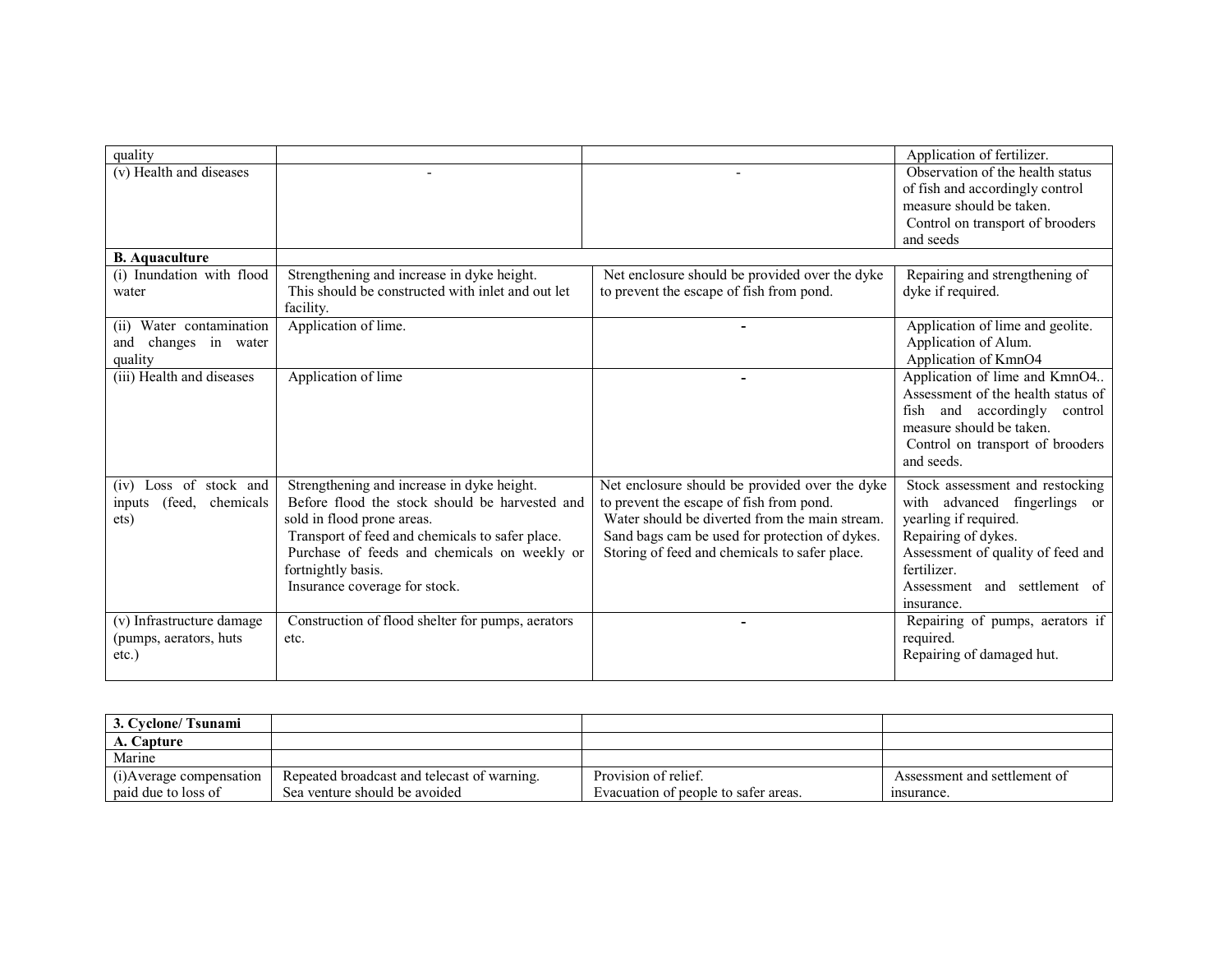| | | | |
|---|---|---|---|
| quality | | | Application of fertilizer. |
| (v) Health and diseases | - | - | Observation of the health status of fish and accordingly control measure should be taken. Control on transport of brooders and seeds |
| **B. Aquaculture** | | | |
| (i) Inundation with flood water | Strengthening and increase in dyke height. This should be constructed with inlet and out let facility. | Net enclosure should be provided over the dyke to prevent the escape of fish from pond. | Repairing and strengthening of dyke if required. |
| (ii) Water contamination and changes in water quality | Application of lime. | - | Application of lime and geolite. Application of Alum. Application of KmnO4 |
| (iii) Health and diseases | Application of lime | - | Application of lime and KmnO4.. Assessment of the health status of fish and accordingly control measure should be taken. Control on transport of brooders and seeds. |
| (iv) Loss of stock and inputs (feed, chemicals ets) | Strengthening and increase in dyke height. Before flood the stock should be harvested and sold in flood prone areas. Transport of feed and chemicals to safer place. Purchase of feeds and chemicals on weekly or fortnightly basis. Insurance coverage for stock. | Net enclosure should be provided over the dyke to prevent the escape of fish from pond. Water should be diverted from the main stream. Sand bags cam be used for protection of dykes. Storing of feed and chemicals to safer place. | Stock assessment and restocking with advanced fingerlings or yearling if required. Repairing of dykes. Assessment of quality of feed and fertilizer. Assessment and settlement of insurance. |
| (v) Infrastructure damage (pumps, aerators, huts etc.) | Construction of flood shelter for pumps, aerators etc. | - | Repairing of pumps, aerators if required. Repairing of damaged hut. |

| | | | |
|---|---|---|---|
| **3. Cyclone/ Tsunami** | | | |
| **A. Capture** | | | |
| Marine | | | |
| (i)Average compensation paid due to loss of | Repeated broadcast and telecast of warning. Sea venture should be avoided | Provision of relief. Evacuation of people to safer areas. | Assessment and settlement of insurance. |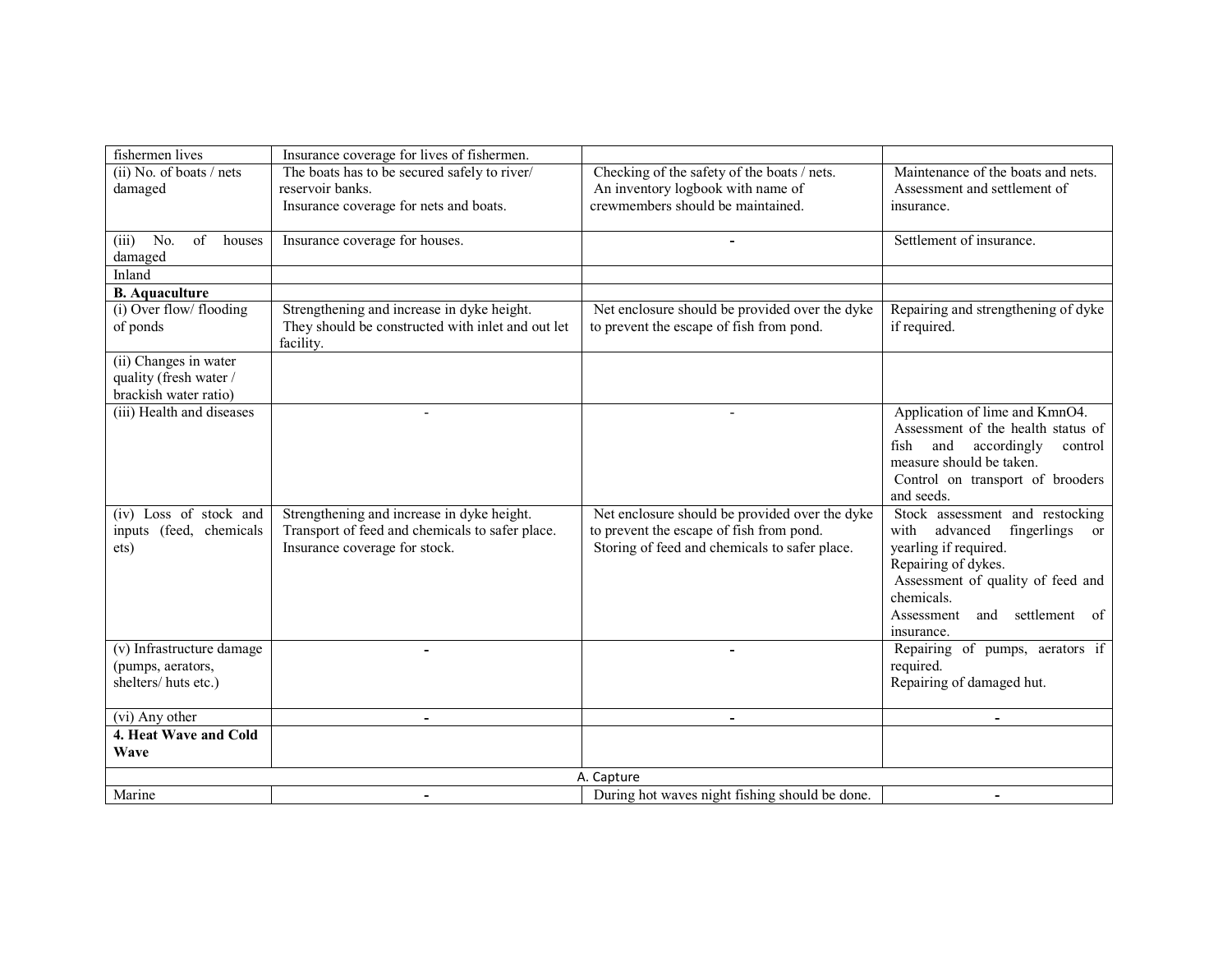| fishermen lives | Insurance coverage for lives of fishermen. | | |
|---|---|---|---|
| (ii) No. of boats / nets damaged | The boats has to be secured safely to river/ reservoir banks. Insurance coverage for nets and boats. | Checking of the safety of the boats / nets. An inventory logbook with name of crewmembers should be maintained. | Maintenance of the boats and nets. Assessment and settlement of insurance. |
| (iii) No. of houses damaged | Insurance coverage for houses. | - | Settlement of insurance. |
| Inland | | | |
| **B. Aquaculture** | | | |
| (i) Over flow/ flooding of ponds | Strengthening and increase in dyke height. They should be constructed with inlet and out let facility. | Net enclosure should be provided over the dyke to prevent the escape of fish from pond. | Repairing and strengthening of dyke if required. |
| (ii) Changes in water quality (fresh water / brackish water ratio) | | | |
| (iii) Health and diseases | - | - | Application of lime and $KmnO_4$. Assessment of the health status of fish and accordingly control measure should be taken. Control on transport of brooders and seeds. |
| (iv) Loss of stock and inputs (feed, chemicals ets) | Strengthening and increase in dyke height. Transport of feed and chemicals to safer place. Insurance coverage for stock. | Net enclosure should be provided over the dyke to prevent the escape of fish from pond. Storing of feed and chemicals to safer place. | Stock assessment and restocking with advanced fingerlings or yearling if required. Repairing of dykes. Assessment of quality of feed and chemicals. Assessment and settlement of insurance. |
| (v) Infrastructure damage (pumps, aerators, shelters/ huts etc.) | - | - | Repairing of pumps, aerators if required. Repairing of damaged hut. |
| (vi) Any other | - | - | - |
| **4. Heat Wave and Cold Wave** | | | |
| A. Capture | | | |
| Marine | - | During hot waves night fishing should be done. | - |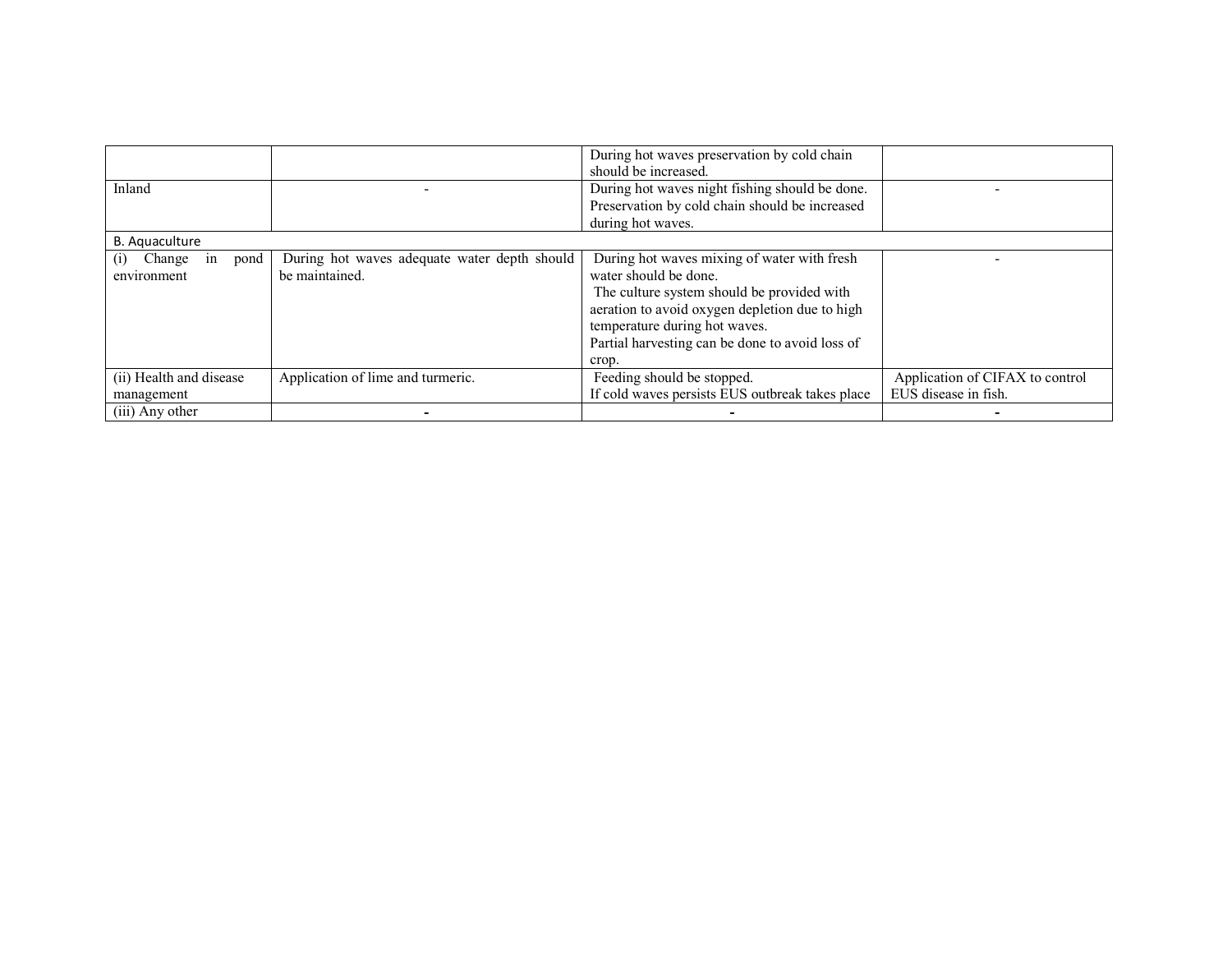| | | | |
|---|---|---|---|
| | | During hot waves preservation by cold chain should be increased. | |
| Inland | - | During hot waves night fishing should be done. Preservation by cold chain should be increased during hot waves. | - |
| B. Aquaculture | | | |
| (i) Change in pond environment | During hot waves adequate water depth should be maintained. | During hot waves mixing of water with fresh water should be done. The culture system should be provided with aeration to avoid oxygen depletion due to high temperature during hot waves. Partial harvesting can be done to avoid loss of crop. | - |
| (ii) Health and disease management | Application of lime and turmeric. | Feeding should be stopped. If cold waves persists EUS outbreak takes place | Application of CIFAX to control EUS disease in fish. |
| (iii) Any other | - | - | - |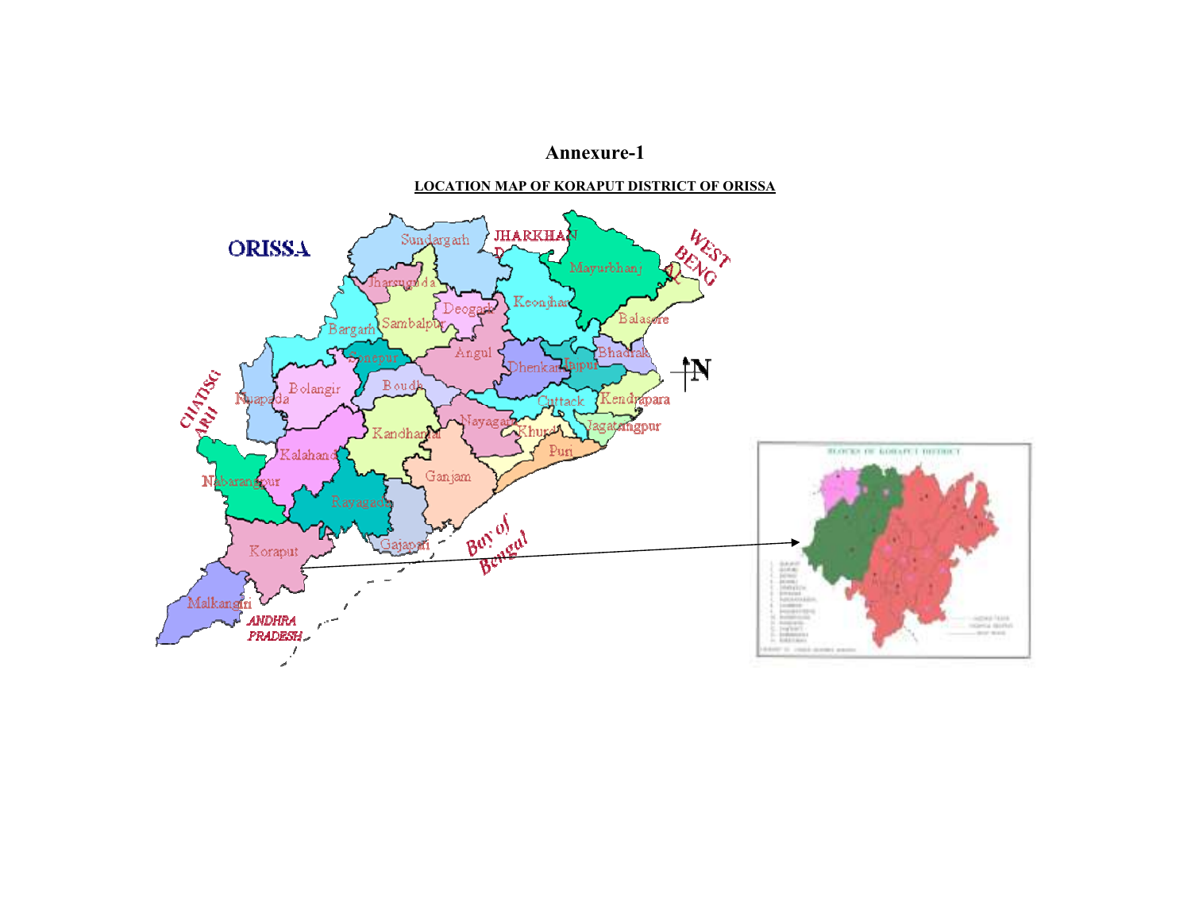# Annexure-1

**LOCATION MAP OF KORAPUT DISTRICT OF ORISSA**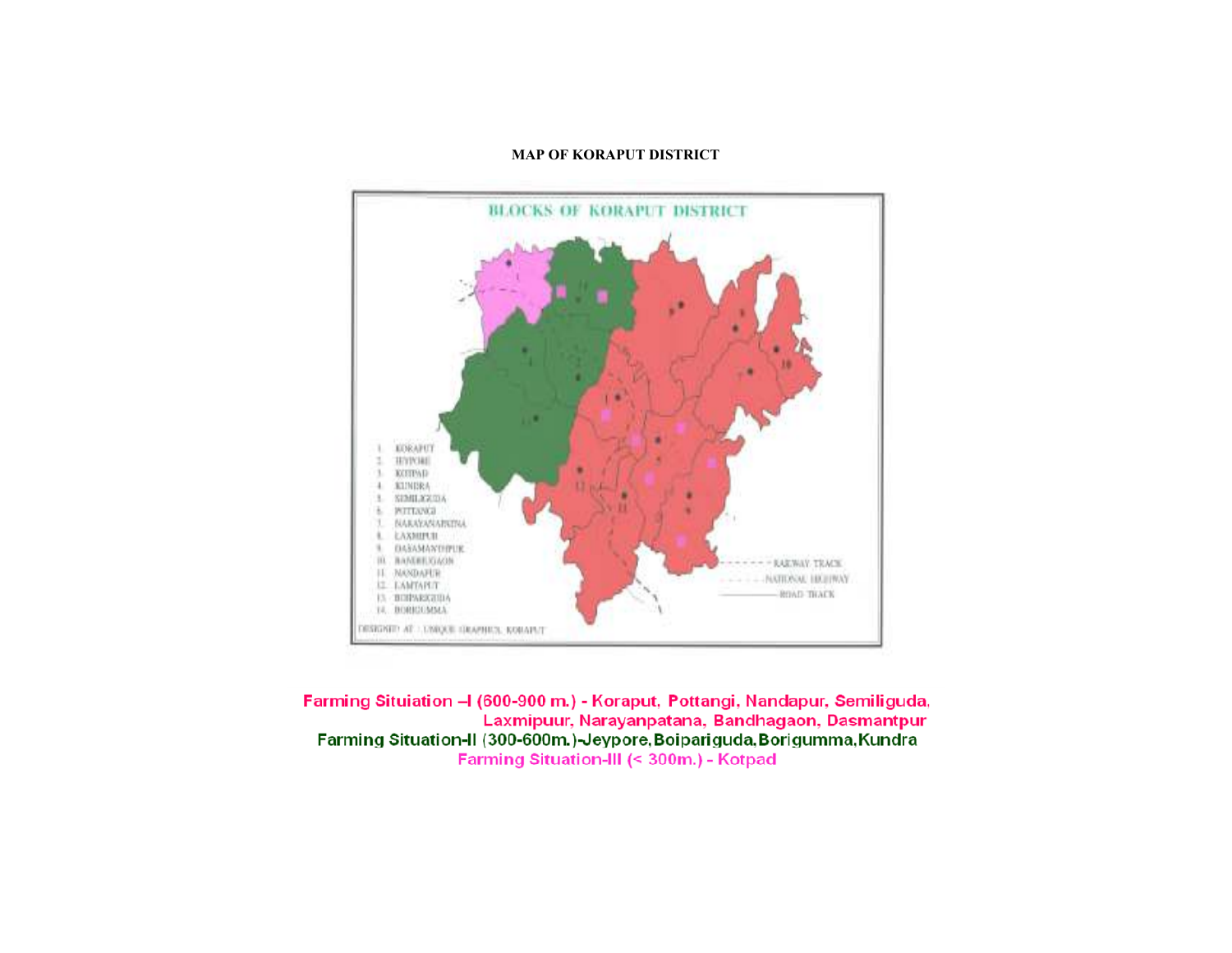**MAP OF KORAPUT DISTRICT**

BLOCKS OF KORAPUT DISTRICT

1. KORAPUT
2. JEYPORE
3. KOTPAD
4. KUNDRA
5. SEMILIGUDA
6. POTTANGI
7. NARAYANAPATNA
8. LAXMIPUR
9. DASAMANTHPUR
10. BANDHUGAON
11. NANDAPUR
12. LAMTAPUT
13. BOIPARIGUDA
14. BORIGUMMA

RAILWAY TRACK
NATIONAL HIGHWAY
ROAD TRACK

DESIGNED AT : UNIQUE GRAPHICS, KORAPUT

Farming Situiation –I (600-900 m.) - Koraput, Pottangi, Nandapur, Semiliguda, Laxmipuur, Narayanpatana, Bandhagaon, Dasmantpur

Farming Situation-II (300-600m.)-Jeypore, Boipariguda, Borigumma, Kundra

Farming Situation-III (< 300m.) - Kotpad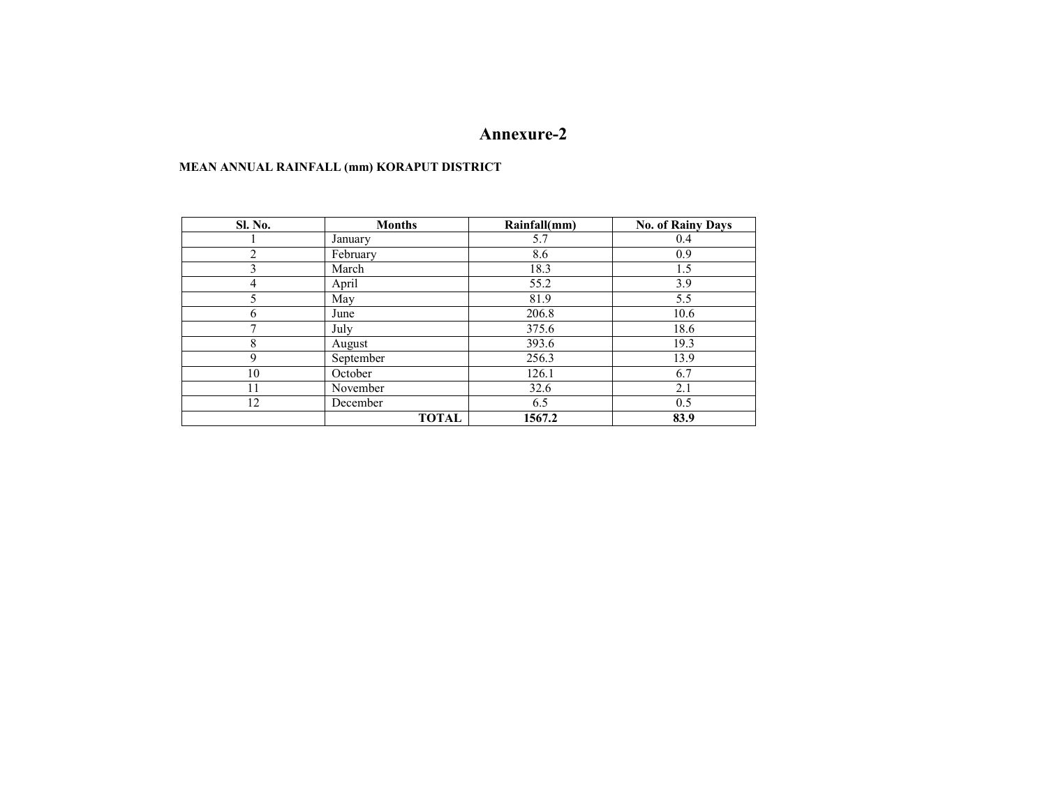# Annexure-2

**MEAN ANNUAL RAINFALL (mm) KORAPUT DISTRICT**

| Sl. No. | Months | Rainfall(mm) | No. of Rainy Days |
|---|---|---|---|
| 1 | January | 5.7 | 0.4 |
| 2 | February | 8.6 | 0.9 |
| 3 | March | 18.3 | 1.5 |
| 4 | April | 55.2 | 3.9 |
| 5 | May | 81.9 | 5.5 |
| 6 | June | 206.8 | 10.6 |
| 7 | July | 375.6 | 18.6 |
| 8 | August | 393.6 | 19.3 |
| 9 | September | 256.3 | 13.9 |
| 10 | October | 126.1 | 6.7 |
| 11 | November | 32.6 | 2.1 |
| 12 | December | 6.5 | 0.5 |
| | **TOTAL** | **1567.2** | **83.9** |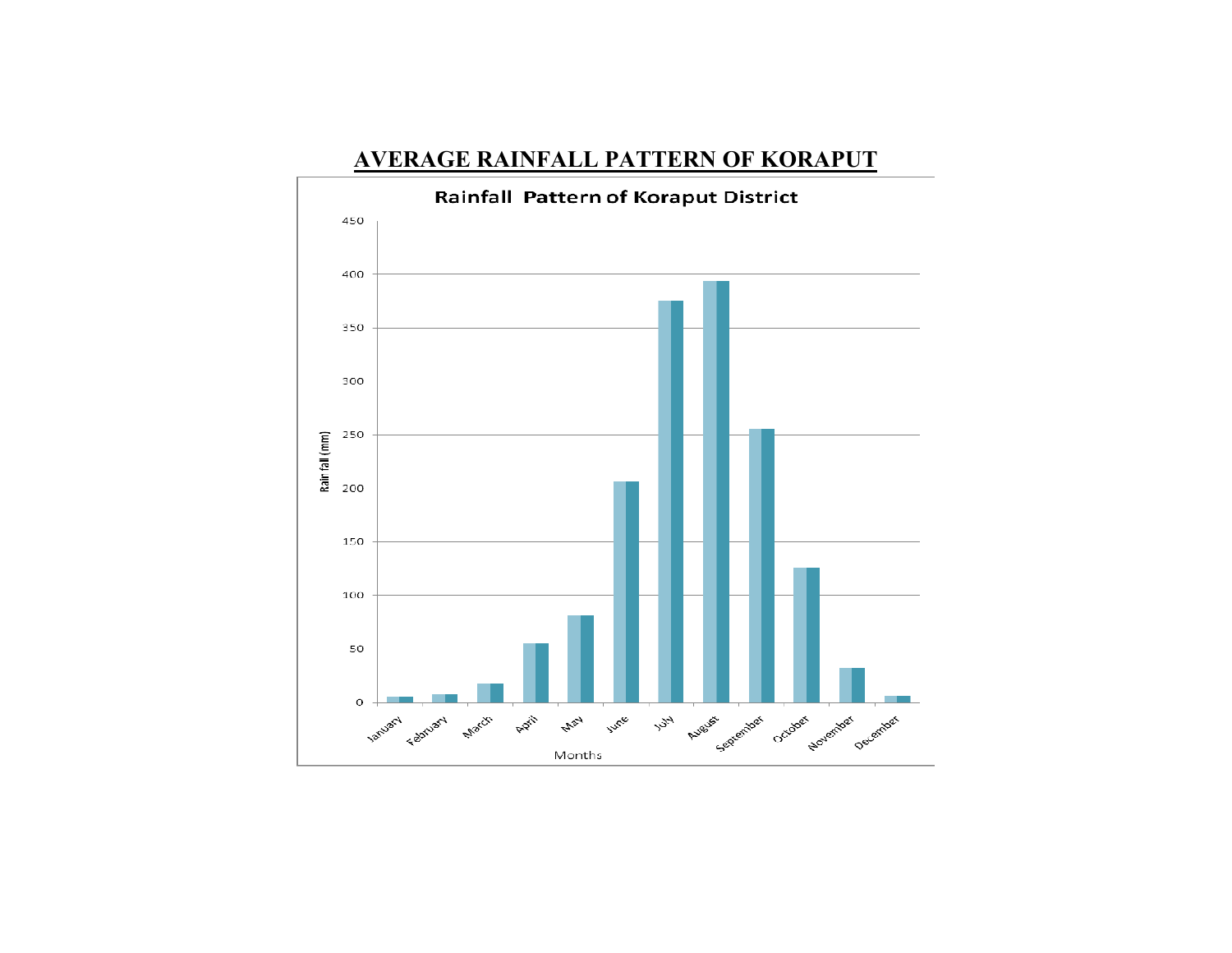# AVERAGE RAINFALL PATTERN OF KORAPUT

**Rainfall Pattern of Koraput District**

Rair fall (mm)

450
400
350
300
250
200
150
100
50
0

January February March April May June July August September October November December

Months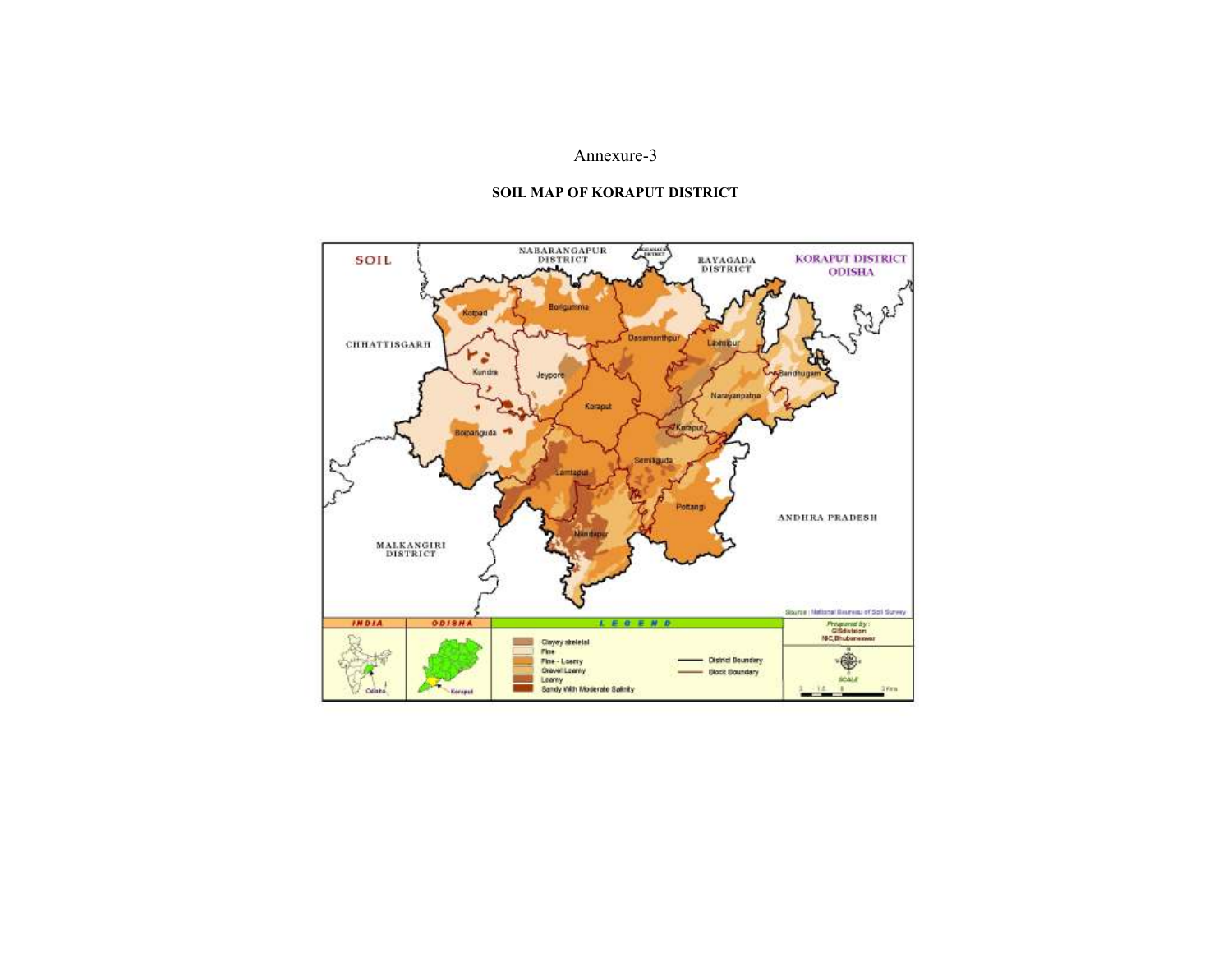Annexure-3

**SOIL MAP OF KORAPUT DISTRICT**

SOIL

KORAPUT DISTRICT
ODISHA

NABARANGAPUR
DISTRICT

RAYAGADA
DISTRICT

CHHATTISGARH

ANDHRA PRADESH

MALKANGIRI
DISTRICT

Kotpad
Borigumma
Dasamanthpur
Laxmipur
Bandhugam
Narayanpatna
Kundra
Jeypore
Koraput
Boipariguda
Koraput
Semiliguda
Lamtaput
Pottangi
Nandapur

Source : National Bureau of Soil Survey

INDIA

ODISHA

LEGEND

Clayey skeletal
Fine
Fine - Loamy
Gravel Loamy
Loamy
Sandy With Moderate Salinity

District Boundary
Block Boundary

Prepared by :
GISdivision
NIC,Bhubaneswar

SCALE